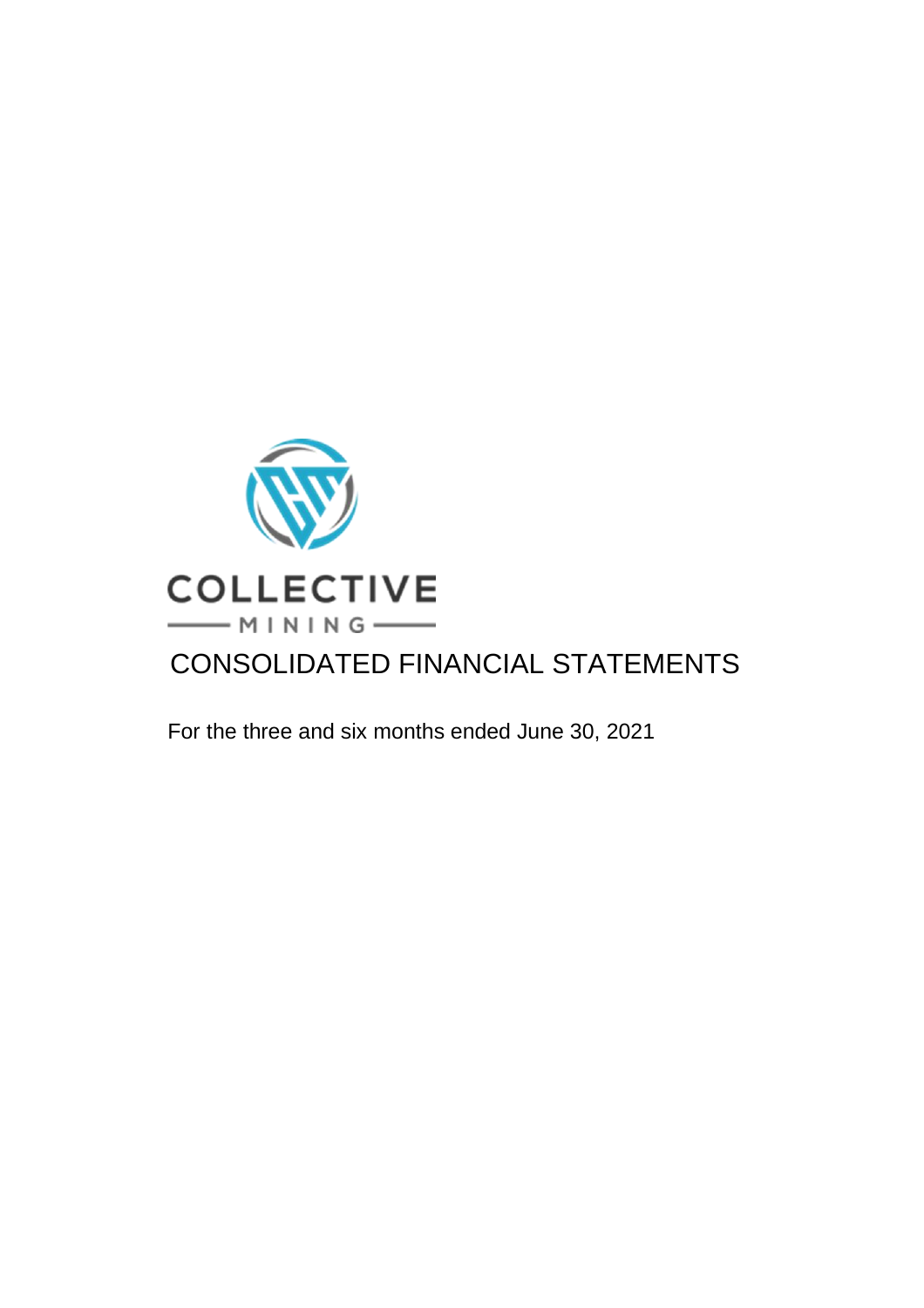COLLECTIVE

MINING

# CONSOLIDATED FINANCIAL STATEMENTS

For the three and six months ended June 30, 2021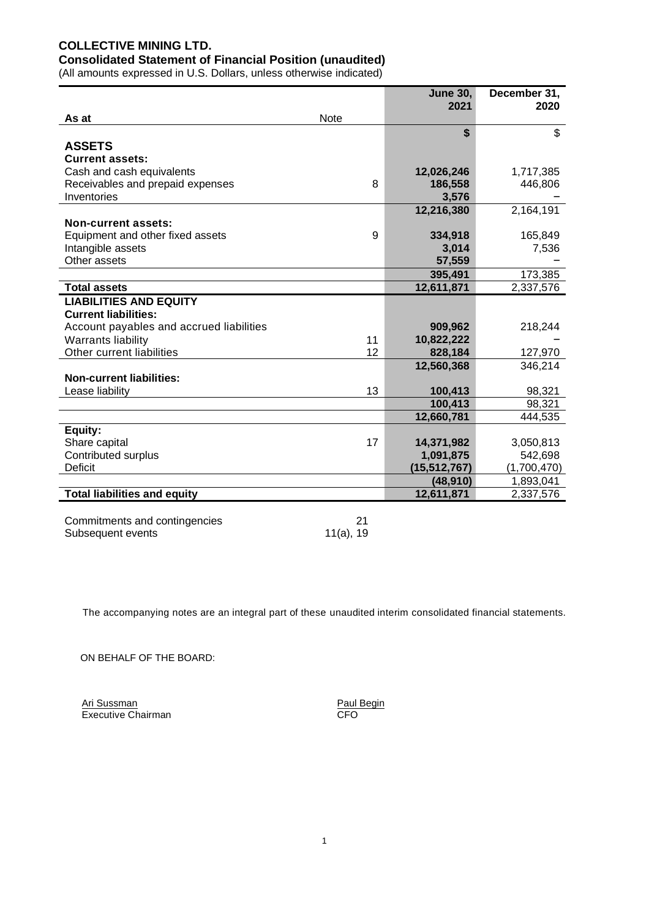# COLLECTIVE MINING LTD.

## Consolidated Statement of Financial Position (unaudited)

(All amounts expressed in U.S. Dollars, unless otherwise indicated)

| As at | Note | June 30, 2021 | December 31, 2020 |
|---|---|---|---|
| | | **$** | $ |
| **ASSETS** | | | |
| **Current assets:** | | | |
| Cash and cash equivalents | | **12,026,246** | 1,717,385 |
| Receivables and prepaid expenses | 8 | **186,558** | 446,806 |
| Inventories | | **3,576** | – |
| | | **12,216,380** | 2,164,191 |
| **Non-current assets:** | | | |
| Equipment and other fixed assets | 9 | **334,918** | 165,849 |
| Intangible assets | | **3,014** | 7,536 |
| Other assets | | **57,559** | – |
| | | **395,491** | 173,385 |
| **Total assets** | | **12,611,871** | 2,337,576 |
| **LIABILITIES AND EQUITY** | | | |
| **Current liabilities:** | | | |
| Account payables and accrued liabilities | | **909,962** | 218,244 |
| Warrants liability | 11 | **10,822,222** | – |
| Other current liabilities | 12 | **828,184** | 127,970 |
| | | **12,560,368** | 346,214 |
| **Non-current liabilities:** | | | |
| Lease liability | 13 | **100,413** | 98,321 |
| | | **100,413** | 98,321 |
| | | **12,660,781** | 444,535 |
| **Equity:** | | | |
| Share capital | 17 | **14,371,982** | 3,050,813 |
| Contributed surplus | | **1,091,875** | 542,698 |
| Deficit | | **(15,512,767)** | (1,700,470) |
| | | **(48,910)** | 1,893,041 |
| **Total liabilities and equity** | | **12,611,871** | 2,337,576 |

Commitments and contingencies 21
Subsequent events 11(a), 19

The accompanying notes are an integral part of these unaudited interim consolidated financial statements.

ON BEHALF OF THE BOARD:

Ari Sussman
Executive Chairman

Paul Begin
CFO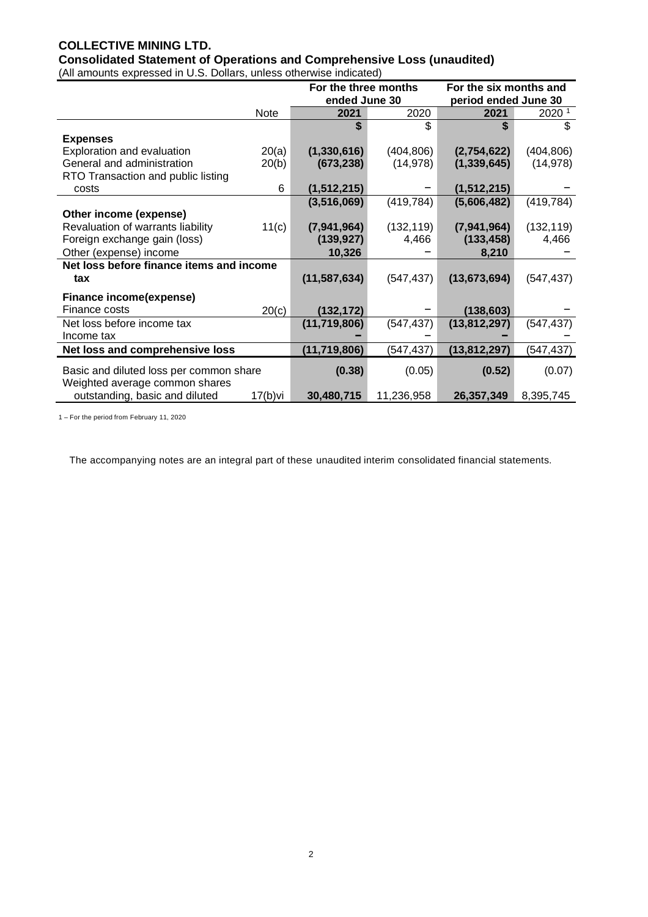**COLLECTIVE MINING LTD.**
**Consolidated Statement of Operations and Comprehensive Loss (unaudited)**
(All amounts expressed in U.S. Dollars, unless otherwise indicated)

| | | For the three months ended June 30 | | For the six months and period ended June 30 | |
|---|---|---|---|---|---|
| | Note | **2021** | 2020 | **2021** | 2020 [1] |
| | | **$** | $ | **$** | $ |
| **Expenses** | | | | | |
| Exploration and evaluation | 20(a) | **(1,330,616)** | (404,806) | **(2,754,622)** | (404,806) |
| General and administration | 20(b) | **(673,238)** | (14,978) | **(1,339,645)** | (14,978) |
| RTO Transaction and public listing costs | 6 | **(1,512,215)** | – | **(1,512,215)** | – |
| | | **(3,516,069)** | (419,784) | **(5,606,482)** | (419,784) |
| **Other income (expense)** | | | | | |
| Revaluation of warrants liability | 11(c) | **(7,941,964)** | (132,119) | **(7,941,964)** | (132,119) |
| Foreign exchange gain (loss) | | **(139,927)** | 4,466 | **(133,458)** | 4,466 |
| Other (expense) income | | **10,326** | – | **8,210** | – |
| **Net loss before finance items and income tax** | | **(11,587,634)** | (547,437) | **(13,673,694)** | (547,437) |
| **Finance income(expense)** | | | | | |
| Finance costs | 20(c) | **(132,172)** | – | **(138,603)** | – |
| Net loss before income tax | | **(11,719,806)** | (547,437) | **(13,812,297)** | (547,437) |
| Income tax | | **–** | – | **–** | – |
| **Net loss and comprehensive loss** | | **(11,719,806)** | (547,437) | **(13,812,297)** | (547,437) |
| Basic and diluted loss per common share | | **(0.38)** | (0.05) | **(0.52)** | (0.07) |
| Weighted average common shares outstanding, basic and diluted | 17(b)vi | **30,480,715** | 11,236,958 | **26,357,349** | 8,395,745 |

1 – For the period from February 11, 2020

The accompanying notes are an integral part of these unaudited interim consolidated financial statements.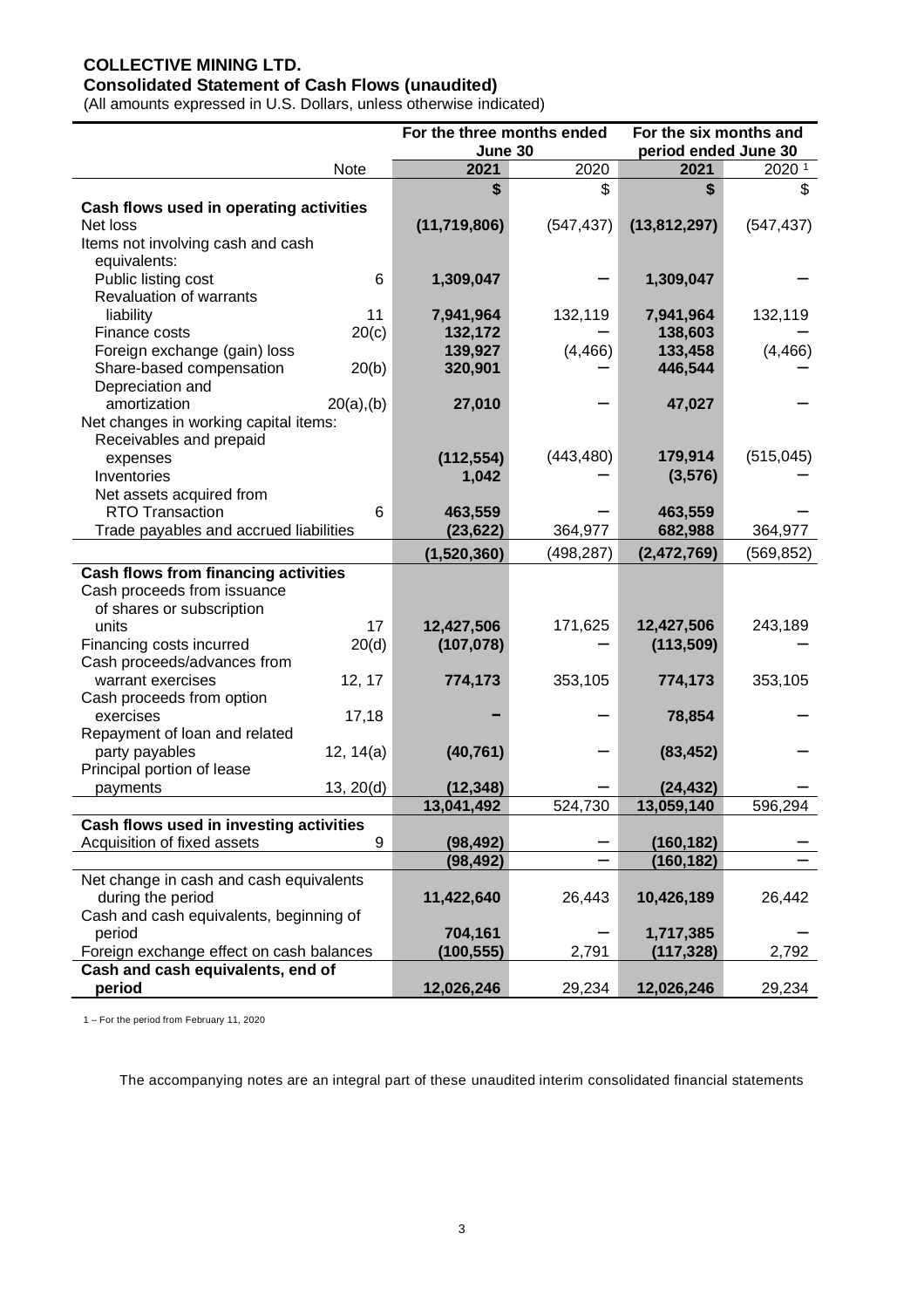**COLLECTIVE MINING LTD.**
**Consolidated Statement of Cash Flows (unaudited)**
(All amounts expressed in U.S. Dollars, unless otherwise indicated)

| | Note | For the three months ended June 30 | | For the six months and period ended June 30 | |
|---|---|---|---|---|---|
| | | **2021** | 2020 | **2021** | 2020 [1] |
| | | **$** | $ | **$** | $ |
| **Cash flows used in operating activities** | | | | | |
| Net loss | | **(11,719,806)** | (547,437) | **(13,812,297)** | (547,437) |
| Items not involving cash and cash equivalents: | | | | | |
| Public listing cost | 6 | **1,309,047** | – | **1,309,047** | – |
| Revaluation of warrants liability | 11 | **7,941,964** | 132,119 | **7,941,964** | 132,119 |
| Finance costs | 20(c) | **132,172** | – | **138,603** | – |
| Foreign exchange (gain) loss | | **139,927** | (4,466) | **133,458** | (4,466) |
| Share-based compensation | 20(b) | **320,901** | – | **446,544** | – |
| Depreciation and amortization | 20(a),(b) | **27,010** | – | **47,027** | – |
| Net changes in working capital items: | | | | | |
| Receivables and prepaid expenses | | **(112,554)** | (443,480) | **179,914** | (515,045) |
| Inventories | | **1,042** | – | **(3,576)** | – |
| Net assets acquired from RTO Transaction | 6 | **463,559** | – | **463,559** | – |
| Trade payables and accrued liabilities | | **(23,622)** | 364,977 | **682,988** | 364,977 |
| | | **(1,520,360)** | (498,287) | **(2,472,769)** | (569,852) |
| **Cash flows from financing activities** | | | | | |
| Cash proceeds from issuance of shares or subscription units | 17 | **12,427,506** | 171,625 | **12,427,506** | 243,189 |
| Financing costs incurred | 20(d) | **(107,078)** | – | **(113,509)** | – |
| Cash proceeds/advances from warrant exercises | 12, 17 | **774,173** | 353,105 | **774,173** | 353,105 |
| Cash proceeds from option exercises | 17,18 | **–** | – | **78,854** | – |
| Repayment of loan and related party payables | 12, 14(a) | **(40,761)** | – | **(83,452)** | – |
| Principal portion of lease payments | 13, 20(d) | **(12,348)** | – | **(24,432)** | – |
| | | **13,041,492** | 524,730 | **13,059,140** | 596,294 |
| **Cash flows used in investing activities** | | | | | |
| Acquisition of fixed assets | 9 | **(98,492)** | – | **(160,182)** | – |
| | | **(98,492)** | – | **(160,182)** | – |
| Net change in cash and cash equivalents during the period | | **11,422,640** | 26,443 | **10,426,189** | 26,442 |
| Cash and cash equivalents, beginning of period | | **704,161** | – | **1,717,385** | – |
| Foreign exchange effect on cash balances | | **(100,555)** | 2,791 | **(117,328)** | 2,792 |
| **Cash and cash equivalents, end of period** | | **12,026,246** | 29,234 | **12,026,246** | 29,234 |

1 – For the period from February 11, 2020

The accompanying notes are an integral part of these unaudited interim consolidated financial statements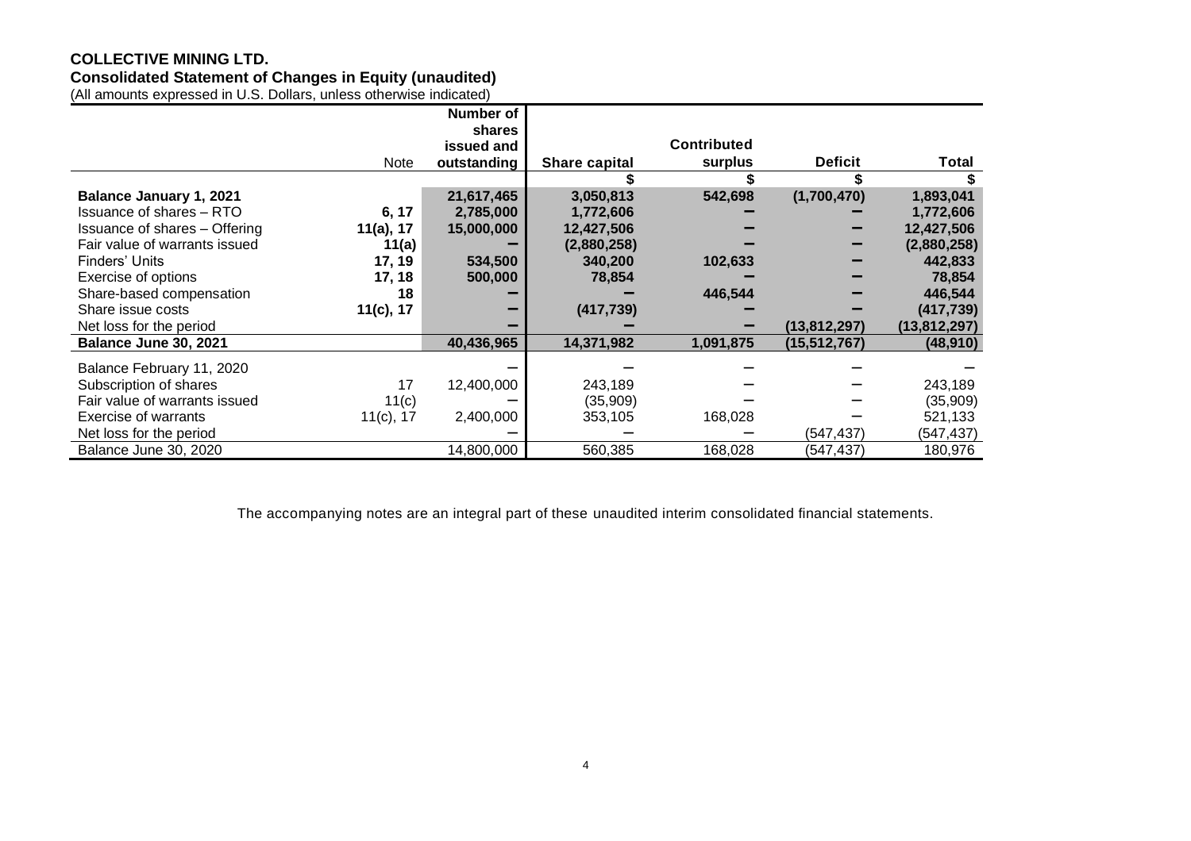**COLLECTIVE MINING LTD.**
**Consolidated Statement of Changes in Equity (unaudited)**
(All amounts expressed in U.S. Dollars, unless otherwise indicated)

| | Note | Number of shares issued and outstanding | Share capital | Contributed surplus | Deficit | Total |
|---|---|---|---|---|---|---|
| | | | $ | $ | $ | $ |
| **Balance January 1, 2021** | | **21,617,465** | **3,050,813** | **542,698** | **(1,700,470)** | **1,893,041** |
| Issuance of shares – RTO | **6, 17** | **2,785,000** | **1,772,606** | **–** | **–** | **1,772,606** |
| Issuance of shares – Offering | **11(a), 17** | **15,000,000** | **12,427,506** | **–** | **–** | **12,427,506** |
| Fair value of warrants issued | **11(a)** | **–** | **(2,880,258)** | **–** | **–** | **(2,880,258)** |
| Finders' Units | **17, 19** | **534,500** | **340,200** | **102,633** | **–** | **442,833** |
| Exercise of options | **17, 18** | **500,000** | **78,854** | **–** | **–** | **78,854** |
| Share-based compensation | **18** | **–** | **–** | **446,544** | **–** | **446,544** |
| Share issue costs | **11(c), 17** | **–** | **(417,739)** | **–** | **–** | **(417,739)** |
| Net loss for the period | | **–** | **–** | **–** | **(13,812,297)** | **(13,812,297)** |
| **Balance June 30, 2021** | | **40,436,965** | **14,371,982** | **1,091,875** | **(15,512,767)** | **(48,910)** |
| Balance February 11, 2020 | | – | – | – | – | – |
| Subscription of shares | 17 | 12,400,000 | 243,189 | – | – | 243,189 |
| Fair value of warrants issued | 11(c) | – | (35,909) | – | – | (35,909) |
| Exercise of warrants | 11(c), 17 | 2,400,000 | 353,105 | 168,028 | – | 521,133 |
| Net loss for the period | | – | – | – | (547,437) | (547,437) |
| Balance June 30, 2020 | | 14,800,000 | 560,385 | 168,028 | (547,437) | 180,976 |

The accompanying notes are an integral part of these unaudited interim consolidated financial statements.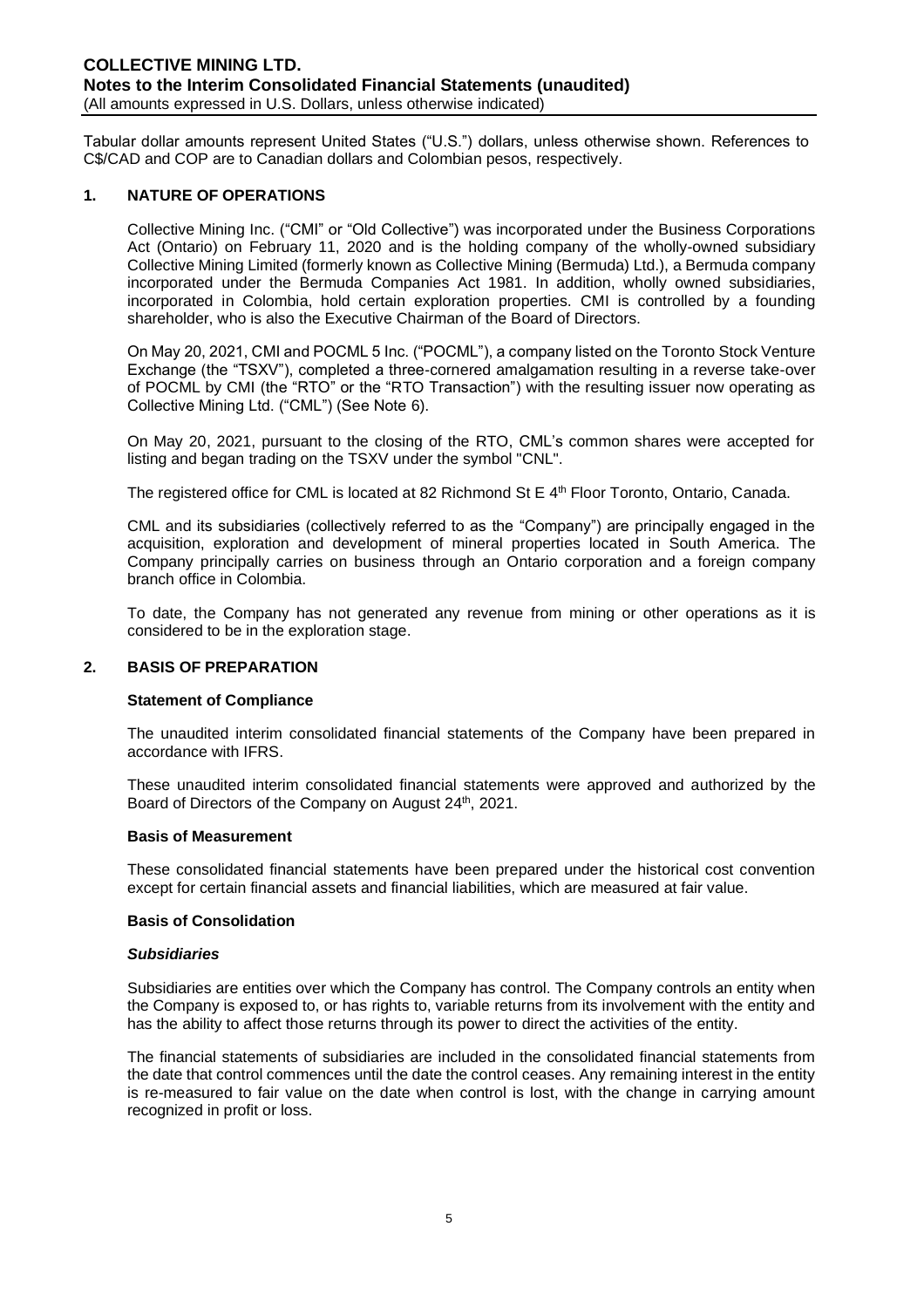Tabular dollar amounts represent United States ("U.S.") dollars, unless otherwise shown. References to C$/CAD and COP are to Canadian dollars and Colombian pesos, respectively.

## 1. NATURE OF OPERATIONS

Collective Mining Inc. ("CMI" or "Old Collective") was incorporated under the Business Corporations Act (Ontario) on February 11, 2020 and is the holding company of the wholly-owned subsidiary Collective Mining Limited (formerly known as Collective Mining (Bermuda) Ltd.), a Bermuda company incorporated under the Bermuda Companies Act 1981. In addition, wholly owned subsidiaries, incorporated in Colombia, hold certain exploration properties. CMI is controlled by a founding shareholder, who is also the Executive Chairman of the Board of Directors.

On May 20, 2021, CMI and POCML 5 Inc. ("POCML"), a company listed on the Toronto Stock Venture Exchange (the "TSXV"), completed a three-cornered amalgamation resulting in a reverse take-over of POCML by CMI (the "RTO" or the "RTO Transaction") with the resulting issuer now operating as Collective Mining Ltd. ("CML") (See Note 6).

On May 20, 2021, pursuant to the closing of the RTO, CML's common shares were accepted for listing and began trading on the TSXV under the symbol "CNL".

The registered office for CML is located at 82 Richmond St E 4th Floor Toronto, Ontario, Canada.

CML and its subsidiaries (collectively referred to as the "Company") are principally engaged in the acquisition, exploration and development of mineral properties located in South America. The Company principally carries on business through an Ontario corporation and a foreign company branch office in Colombia.

To date, the Company has not generated any revenue from mining or other operations as it is considered to be in the exploration stage.

## 2. BASIS OF PREPARATION

### Statement of Compliance

The unaudited interim consolidated financial statements of the Company have been prepared in accordance with IFRS.

These unaudited interim consolidated financial statements were approved and authorized by the Board of Directors of the Company on August 24th, 2021.

### Basis of Measurement

These consolidated financial statements have been prepared under the historical cost convention except for certain financial assets and financial liabilities, which are measured at fair value.

### Basis of Consolidation

#### *Subsidiaries*

Subsidiaries are entities over which the Company has control. The Company controls an entity when the Company is exposed to, or has rights to, variable returns from its involvement with the entity and has the ability to affect those returns through its power to direct the activities of the entity.

The financial statements of subsidiaries are included in the consolidated financial statements from the date that control commences until the date the control ceases. Any remaining interest in the entity is re-measured to fair value on the date when control is lost, with the change in carrying amount recognized in profit or loss.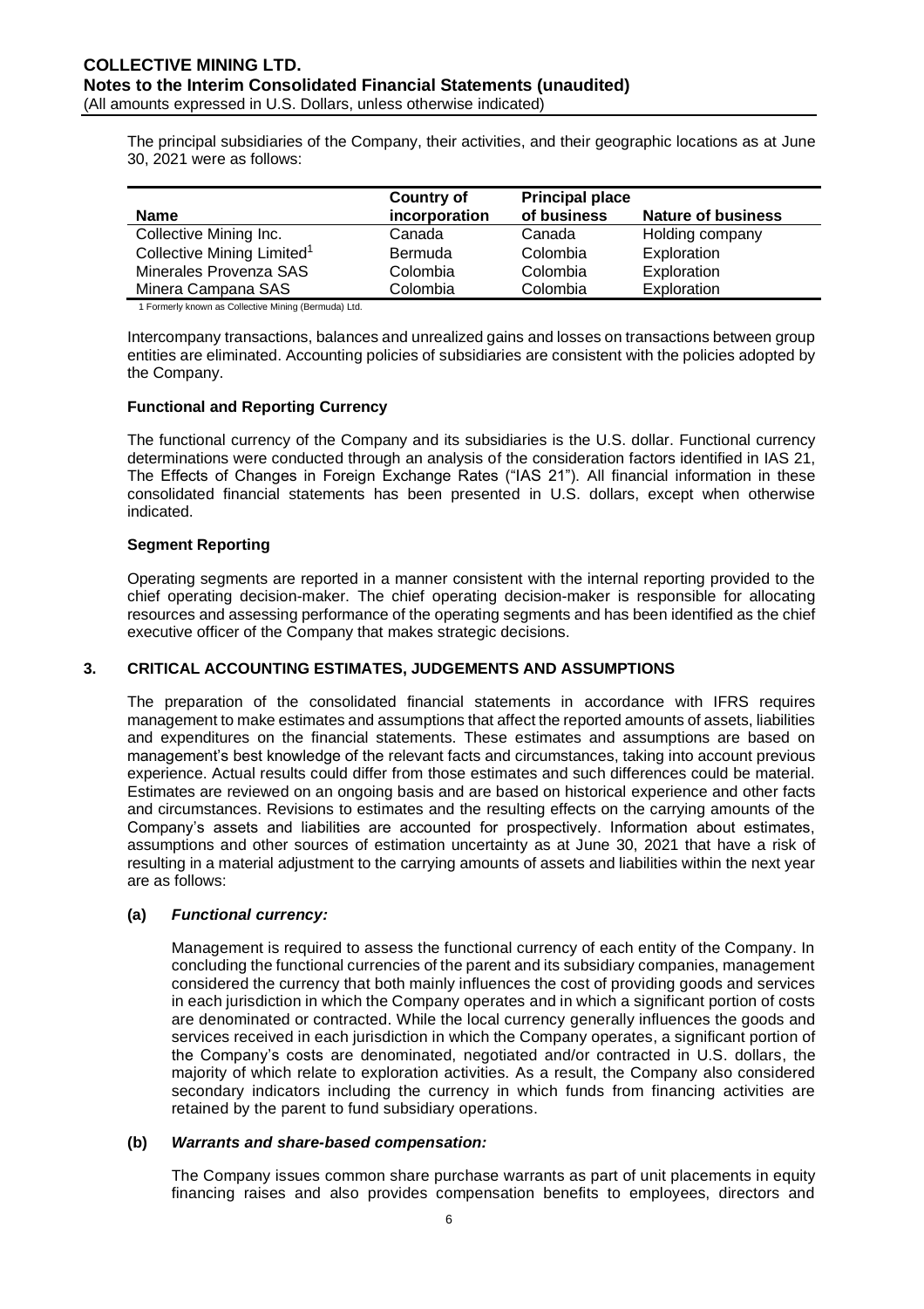The principal subsidiaries of the Company, their activities, and their geographic locations as at June 30, 2021 were as follows:

| Name | Country of incorporation | Principal place of business | Nature of business |
|---|---|---|---|
| Collective Mining Inc. | Canada | Canada | Holding company |
| Collective Mining Limited[1] | Bermuda | Colombia | Exploration |
| Minerales Provenza SAS | Colombia | Colombia | Exploration |
| Minera Campana SAS | Colombia | Colombia | Exploration |

1 Formerly known as Collective Mining (Bermuda) Ltd.

Intercompany transactions, balances and unrealized gains and losses on transactions between group entities are eliminated. Accounting policies of subsidiaries are consistent with the policies adopted by the Company.

**Functional and Reporting Currency**

The functional currency of the Company and its subsidiaries is the U.S. dollar. Functional currency determinations were conducted through an analysis of the consideration factors identified in IAS 21, The Effects of Changes in Foreign Exchange Rates ("IAS 21"). All financial information in these consolidated financial statements has been presented in U.S. dollars, except when otherwise indicated.

**Segment Reporting**

Operating segments are reported in a manner consistent with the internal reporting provided to the chief operating decision-maker. The chief operating decision-maker is responsible for allocating resources and assessing performance of the operating segments and has been identified as the chief executive officer of the Company that makes strategic decisions.

## 3. CRITICAL ACCOUNTING ESTIMATES, JUDGEMENTS AND ASSUMPTIONS

The preparation of the consolidated financial statements in accordance with IFRS requires management to make estimates and assumptions that affect the reported amounts of assets, liabilities and expenditures on the financial statements. These estimates and assumptions are based on management's best knowledge of the relevant facts and circumstances, taking into account previous experience. Actual results could differ from those estimates and such differences could be material. Estimates are reviewed on an ongoing basis and are based on historical experience and other facts and circumstances. Revisions to estimates and the resulting effects on the carrying amounts of the Company's assets and liabilities are accounted for prospectively. Information about estimates, assumptions and other sources of estimation uncertainty as at June 30, 2021 that have a risk of resulting in a material adjustment to the carrying amounts of assets and liabilities within the next year are as follows:

**(a)** ***Functional currency:***

Management is required to assess the functional currency of each entity of the Company. In concluding the functional currencies of the parent and its subsidiary companies, management considered the currency that both mainly influences the cost of providing goods and services in each jurisdiction in which the Company operates and in which a significant portion of costs are denominated or contracted. While the local currency generally influences the goods and services received in each jurisdiction in which the Company operates, a significant portion of the Company's costs are denominated, negotiated and/or contracted in U.S. dollars, the majority of which relate to exploration activities. As a result, the Company also considered secondary indicators including the currency in which funds from financing activities are retained by the parent to fund subsidiary operations.

**(b)** ***Warrants and share-based compensation:***

The Company issues common share purchase warrants as part of unit placements in equity financing raises and also provides compensation benefits to employees, directors and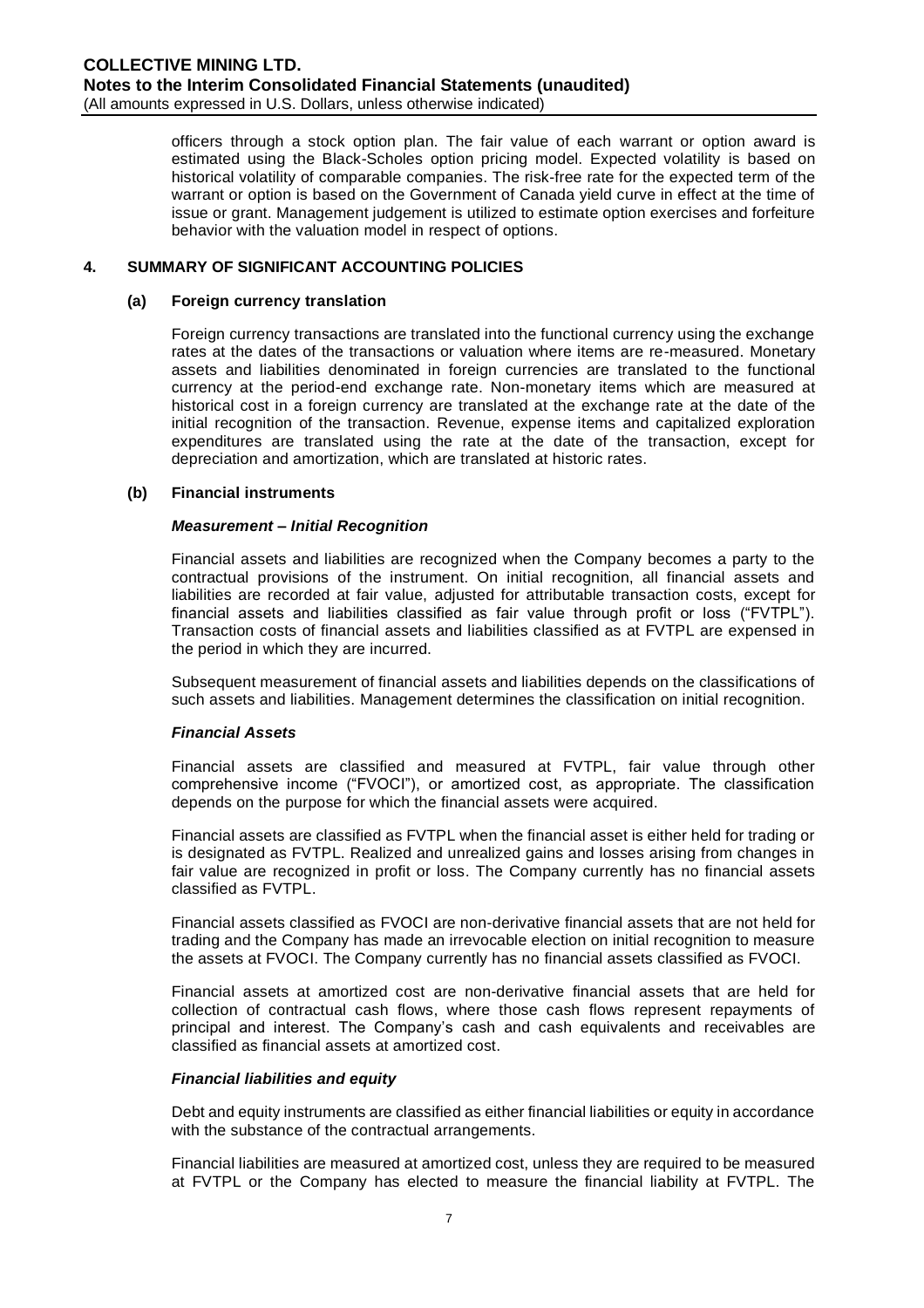officers through a stock option plan. The fair value of each warrant or option award is estimated using the Black-Scholes option pricing model. Expected volatility is based on historical volatility of comparable companies. The risk-free rate for the expected term of the warrant or option is based on the Government of Canada yield curve in effect at the time of issue or grant. Management judgement is utilized to estimate option exercises and forfeiture behavior with the valuation model in respect of options.

## 4. SUMMARY OF SIGNIFICANT ACCOUNTING POLICIES

### (a) Foreign currency translation

Foreign currency transactions are translated into the functional currency using the exchange rates at the dates of the transactions or valuation where items are re-measured. Monetary assets and liabilities denominated in foreign currencies are translated to the functional currency at the period-end exchange rate. Non-monetary items which are measured at historical cost in a foreign currency are translated at the exchange rate at the date of the initial recognition of the transaction. Revenue, expense items and capitalized exploration expenditures are translated using the rate at the date of the transaction, except for depreciation and amortization, which are translated at historic rates.

### (b) Financial instruments

***Measurement – Initial Recognition***

Financial assets and liabilities are recognized when the Company becomes a party to the contractual provisions of the instrument. On initial recognition, all financial assets and liabilities are recorded at fair value, adjusted for attributable transaction costs, except for financial assets and liabilities classified as fair value through profit or loss ("FVTPL"). Transaction costs of financial assets and liabilities classified as at FVTPL are expensed in the period in which they are incurred.

Subsequent measurement of financial assets and liabilities depends on the classifications of such assets and liabilities. Management determines the classification on initial recognition.

***Financial Assets***

Financial assets are classified and measured at FVTPL, fair value through other comprehensive income ("FVOCI"), or amortized cost, as appropriate. The classification depends on the purpose for which the financial assets were acquired.

Financial assets are classified as FVTPL when the financial asset is either held for trading or is designated as FVTPL. Realized and unrealized gains and losses arising from changes in fair value are recognized in profit or loss. The Company currently has no financial assets classified as FVTPL.

Financial assets classified as FVOCI are non-derivative financial assets that are not held for trading and the Company has made an irrevocable election on initial recognition to measure the assets at FVOCI. The Company currently has no financial assets classified as FVOCI.

Financial assets at amortized cost are non-derivative financial assets that are held for collection of contractual cash flows, where those cash flows represent repayments of principal and interest. The Company's cash and cash equivalents and receivables are classified as financial assets at amortized cost.

***Financial liabilities and equity***

Debt and equity instruments are classified as either financial liabilities or equity in accordance with the substance of the contractual arrangements.

Financial liabilities are measured at amortized cost, unless they are required to be measured at FVTPL or the Company has elected to measure the financial liability at FVTPL. The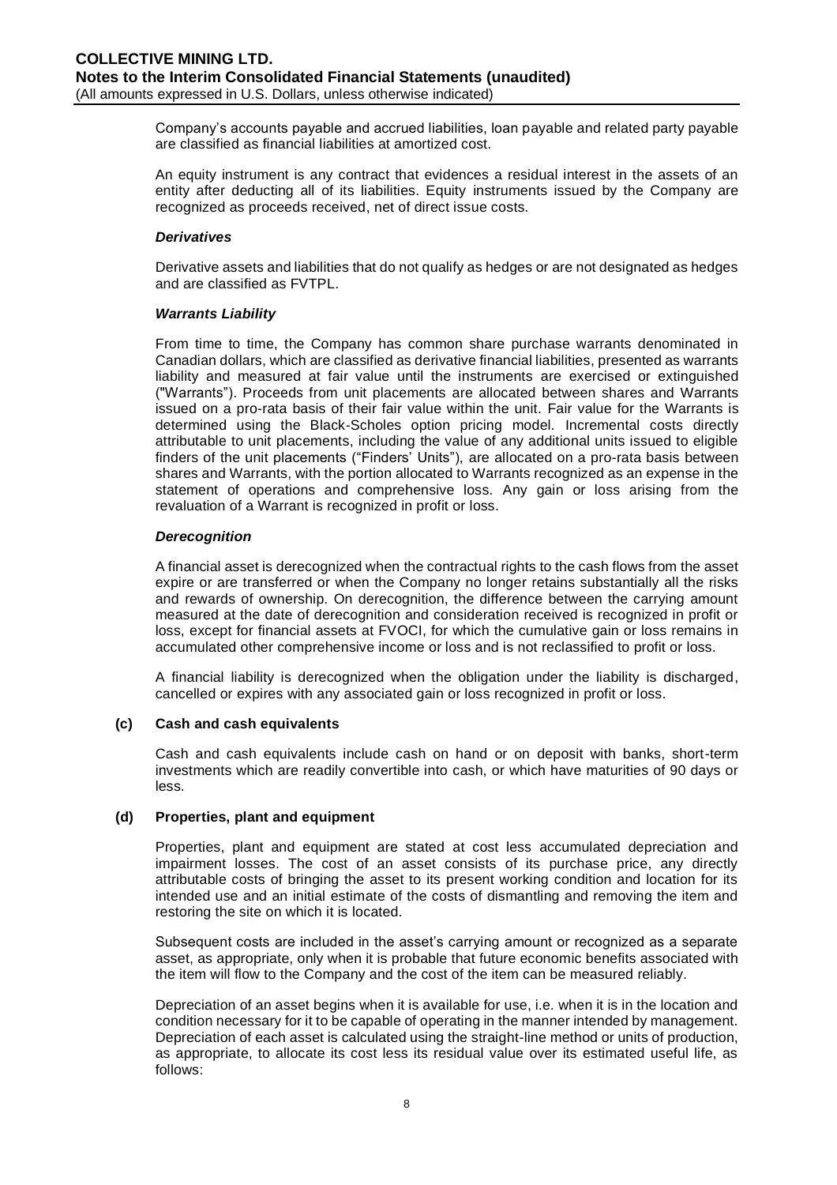Company's accounts payable and accrued liabilities, loan payable and related party payable are classified as financial liabilities at amortized cost.

An equity instrument is any contract that evidences a residual interest in the assets of an entity after deducting all of its liabilities. Equity instruments issued by the Company are recognized as proceeds received, net of direct issue costs.

***Derivatives***

Derivative assets and liabilities that do not qualify as hedges or are not designated as hedges and are classified as FVTPL.

***Warrants Liability***

From time to time, the Company has common share purchase warrants denominated in Canadian dollars, which are classified as derivative financial liabilities, presented as warrants liability and measured at fair value until the instruments are exercised or extinguished ("Warrants"). Proceeds from unit placements are allocated between shares and Warrants issued on a pro-rata basis of their fair value within the unit. Fair value for the Warrants is determined using the Black-Scholes option pricing model. Incremental costs directly attributable to unit placements, including the value of any additional units issued to eligible finders of the unit placements ("Finders' Units"), are allocated on a pro-rata basis between shares and Warrants, with the portion allocated to Warrants recognized as an expense in the statement of operations and comprehensive loss. Any gain or loss arising from the revaluation of a Warrant is recognized in profit or loss.

***Derecognition***

A financial asset is derecognized when the contractual rights to the cash flows from the asset expire or are transferred or when the Company no longer retains substantially all the risks and rewards of ownership. On derecognition, the difference between the carrying amount measured at the date of derecognition and consideration received is recognized in profit or loss, except for financial assets at FVOCI, for which the cumulative gain or loss remains in accumulated other comprehensive income or loss and is not reclassified to profit or loss.

A financial liability is derecognized when the obligation under the liability is discharged, cancelled or expires with any associated gain or loss recognized in profit or loss.

**(c) Cash and cash equivalents**

Cash and cash equivalents include cash on hand or on deposit with banks, short-term investments which are readily convertible into cash, or which have maturities of 90 days or less.

**(d) Properties, plant and equipment**

Properties, plant and equipment are stated at cost less accumulated depreciation and impairment losses. The cost of an asset consists of its purchase price, any directly attributable costs of bringing the asset to its present working condition and location for its intended use and an initial estimate of the costs of dismantling and removing the item and restoring the site on which it is located.

Subsequent costs are included in the asset's carrying amount or recognized as a separate asset, as appropriate, only when it is probable that future economic benefits associated with the item will flow to the Company and the cost of the item can be measured reliably.

Depreciation of an asset begins when it is available for use, i.e. when it is in the location and condition necessary for it to be capable of operating in the manner intended by management. Depreciation of each asset is calculated using the straight-line method or units of production, as appropriate, to allocate its cost less its residual value over its estimated useful life, as follows: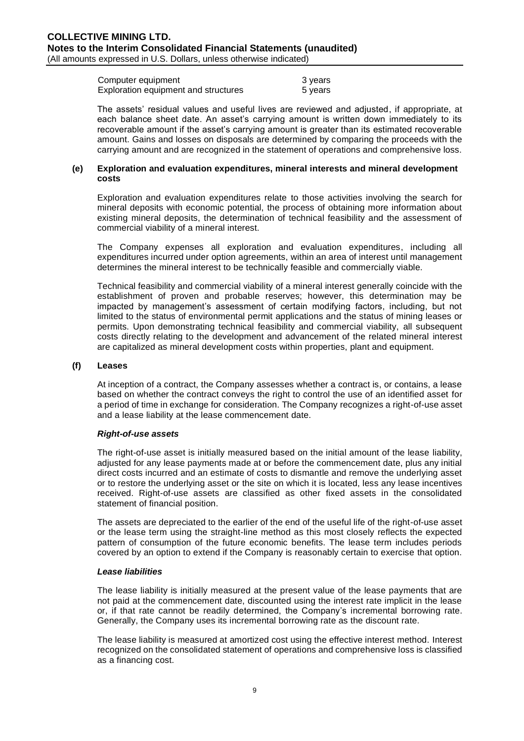| Computer equipment | 3 years |
| --- | --- |
| Exploration equipment and structures | 5 years |

The assets' residual values and useful lives are reviewed and adjusted, if appropriate, at each balance sheet date. An asset's carrying amount is written down immediately to its recoverable amount if the asset's carrying amount is greater than its estimated recoverable amount. Gains and losses on disposals are determined by comparing the proceeds with the carrying amount and are recognized in the statement of operations and comprehensive loss.

**(e) Exploration and evaluation expenditures, mineral interests and mineral development costs**

Exploration and evaluation expenditures relate to those activities involving the search for mineral deposits with economic potential, the process of obtaining more information about existing mineral deposits, the determination of technical feasibility and the assessment of commercial viability of a mineral interest.

The Company expenses all exploration and evaluation expenditures, including all expenditures incurred under option agreements, within an area of interest until management determines the mineral interest to be technically feasible and commercially viable.

Technical feasibility and commercial viability of a mineral interest generally coincide with the establishment of proven and probable reserves; however, this determination may be impacted by management's assessment of certain modifying factors, including, but not limited to the status of environmental permit applications and the status of mining leases or permits. Upon demonstrating technical feasibility and commercial viability, all subsequent costs directly relating to the development and advancement of the related mineral interest are capitalized as mineral development costs within properties, plant and equipment.

**(f) Leases**

At inception of a contract, the Company assesses whether a contract is, or contains, a lease based on whether the contract conveys the right to control the use of an identified asset for a period of time in exchange for consideration. The Company recognizes a right-of-use asset and a lease liability at the lease commencement date.

***Right-of-use assets***

The right-of-use asset is initially measured based on the initial amount of the lease liability, adjusted for any lease payments made at or before the commencement date, plus any initial direct costs incurred and an estimate of costs to dismantle and remove the underlying asset or to restore the underlying asset or the site on which it is located, less any lease incentives received. Right-of-use assets are classified as other fixed assets in the consolidated statement of financial position.

The assets are depreciated to the earlier of the end of the useful life of the right-of-use asset or the lease term using the straight-line method as this most closely reflects the expected pattern of consumption of the future economic benefits. The lease term includes periods covered by an option to extend if the Company is reasonably certain to exercise that option.

***Lease liabilities***

The lease liability is initially measured at the present value of the lease payments that are not paid at the commencement date, discounted using the interest rate implicit in the lease or, if that rate cannot be readily determined, the Company's incremental borrowing rate. Generally, the Company uses its incremental borrowing rate as the discount rate.

The lease liability is measured at amortized cost using the effective interest method. Interest recognized on the consolidated statement of operations and comprehensive loss is classified as a financing cost.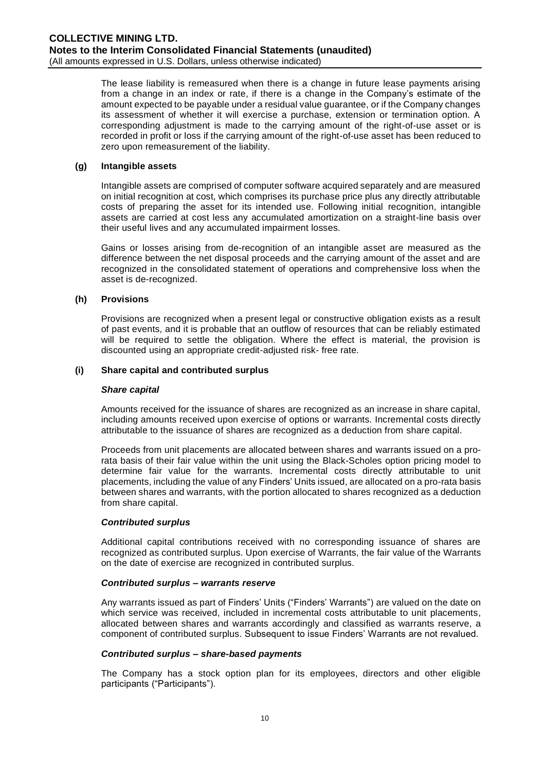The lease liability is remeasured when there is a change in future lease payments arising from a change in an index or rate, if there is a change in the Company's estimate of the amount expected to be payable under a residual value guarantee, or if the Company changes its assessment of whether it will exercise a purchase, extension or termination option. A corresponding adjustment is made to the carrying amount of the right-of-use asset or is recorded in profit or loss if the carrying amount of the right-of-use asset has been reduced to zero upon remeasurement of the liability.

### (g) Intangible assets

Intangible assets are comprised of computer software acquired separately and are measured on initial recognition at cost, which comprises its purchase price plus any directly attributable costs of preparing the asset for its intended use. Following initial recognition, intangible assets are carried at cost less any accumulated amortization on a straight-line basis over their useful lives and any accumulated impairment losses.

Gains or losses arising from de-recognition of an intangible asset are measured as the difference between the net disposal proceeds and the carrying amount of the asset and are recognized in the consolidated statement of operations and comprehensive loss when the asset is de-recognized.

### (h) Provisions

Provisions are recognized when a present legal or constructive obligation exists as a result of past events, and it is probable that an outflow of resources that can be reliably estimated will be required to settle the obligation. Where the effect is material, the provision is discounted using an appropriate credit-adjusted risk- free rate.

### (i) Share capital and contributed surplus

***Share capital***

Amounts received for the issuance of shares are recognized as an increase in share capital, including amounts received upon exercise of options or warrants. Incremental costs directly attributable to the issuance of shares are recognized as a deduction from share capital.

Proceeds from unit placements are allocated between shares and warrants issued on a pro-rata basis of their fair value within the unit using the Black-Scholes option pricing model to determine fair value for the warrants. Incremental costs directly attributable to unit placements, including the value of any Finders' Units issued, are allocated on a pro-rata basis between shares and warrants, with the portion allocated to shares recognized as a deduction from share capital.

***Contributed surplus***

Additional capital contributions received with no corresponding issuance of shares are recognized as contributed surplus. Upon exercise of Warrants, the fair value of the Warrants on the date of exercise are recognized in contributed surplus.

***Contributed surplus – warrants reserve***

Any warrants issued as part of Finders' Units ("Finders' Warrants") are valued on the date on which service was received, included in incremental costs attributable to unit placements, allocated between shares and warrants accordingly and classified as warrants reserve, a component of contributed surplus. Subsequent to issue Finders' Warrants are not revalued.

***Contributed surplus – share-based payments***

The Company has a stock option plan for its employees, directors and other eligible participants ("Participants").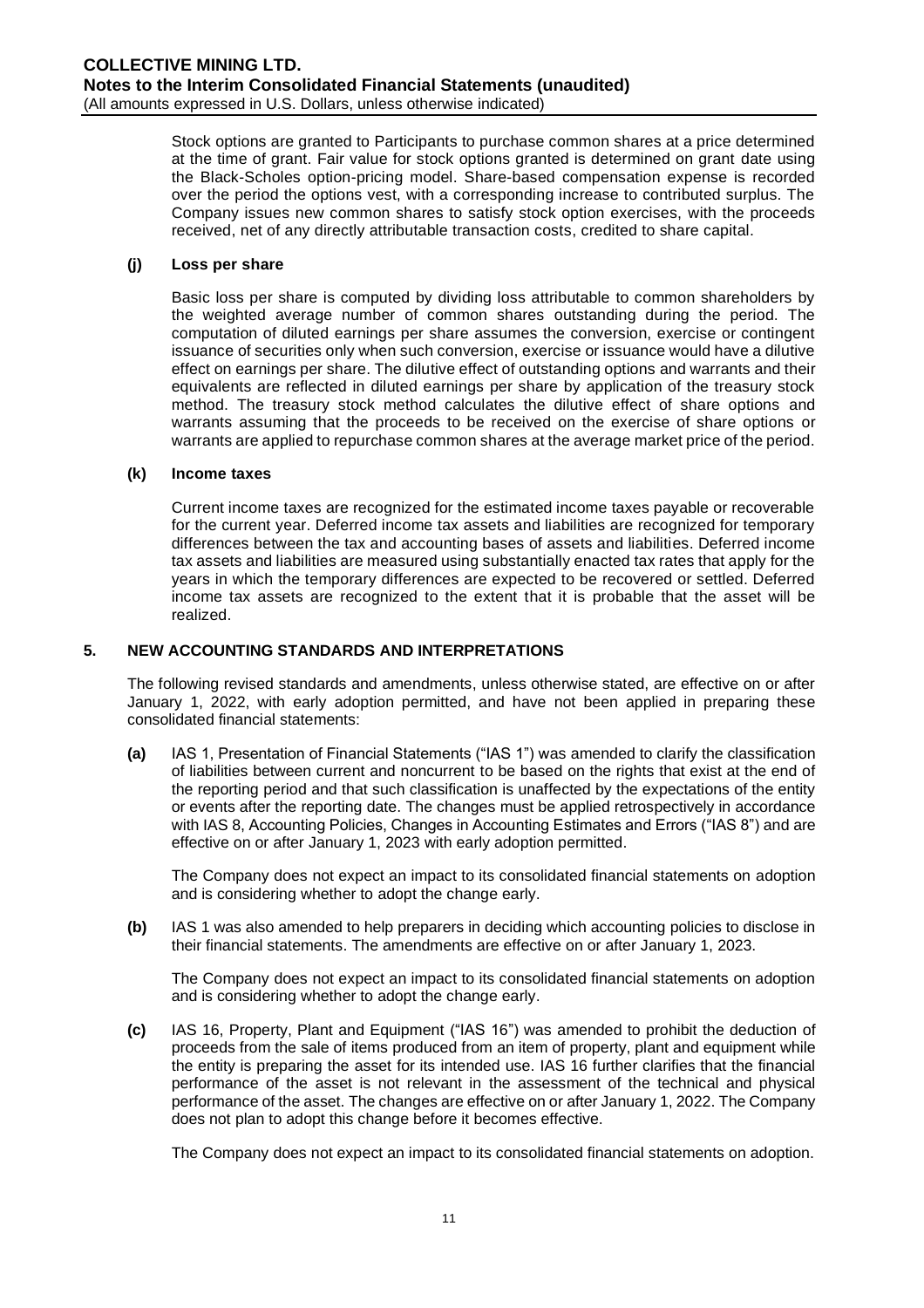Stock options are granted to Participants to purchase common shares at a price determined at the time of grant. Fair value for stock options granted is determined on grant date using the Black-Scholes option-pricing model. Share-based compensation expense is recorded over the period the options vest, with a corresponding increase to contributed surplus. The Company issues new common shares to satisfy stock option exercises, with the proceeds received, net of any directly attributable transaction costs, credited to share capital.

### (j) Loss per share

Basic loss per share is computed by dividing loss attributable to common shareholders by the weighted average number of common shares outstanding during the period. The computation of diluted earnings per share assumes the conversion, exercise or contingent issuance of securities only when such conversion, exercise or issuance would have a dilutive effect on earnings per share. The dilutive effect of outstanding options and warrants and their equivalents are reflected in diluted earnings per share by application of the treasury stock method. The treasury stock method calculates the dilutive effect of share options and warrants assuming that the proceeds to be received on the exercise of share options or warrants are applied to repurchase common shares at the average market price of the period.

### (k) Income taxes

Current income taxes are recognized for the estimated income taxes payable or recoverable for the current year. Deferred income tax assets and liabilities are recognized for temporary differences between the tax and accounting bases of assets and liabilities. Deferred income tax assets and liabilities are measured using substantially enacted tax rates that apply for the years in which the temporary differences are expected to be recovered or settled. Deferred income tax assets are recognized to the extent that it is probable that the asset will be realized.

## 5. NEW ACCOUNTING STANDARDS AND INTERPRETATIONS

The following revised standards and amendments, unless otherwise stated, are effective on or after January 1, 2022, with early adoption permitted, and have not been applied in preparing these consolidated financial statements:

**(a)** IAS 1, Presentation of Financial Statements ("IAS 1") was amended to clarify the classification of liabilities between current and noncurrent to be based on the rights that exist at the end of the reporting period and that such classification is unaffected by the expectations of the entity or events after the reporting date. The changes must be applied retrospectively in accordance with IAS 8, Accounting Policies, Changes in Accounting Estimates and Errors ("IAS 8") and are effective on or after January 1, 2023 with early adoption permitted.

The Company does not expect an impact to its consolidated financial statements on adoption and is considering whether to adopt the change early.

**(b)** IAS 1 was also amended to help preparers in deciding which accounting policies to disclose in their financial statements. The amendments are effective on or after January 1, 2023.

The Company does not expect an impact to its consolidated financial statements on adoption and is considering whether to adopt the change early.

**(c)** IAS 16, Property, Plant and Equipment ("IAS 16") was amended to prohibit the deduction of proceeds from the sale of items produced from an item of property, plant and equipment while the entity is preparing the asset for its intended use. IAS 16 further clarifies that the financial performance of the asset is not relevant in the assessment of the technical and physical performance of the asset. The changes are effective on or after January 1, 2022. The Company does not plan to adopt this change before it becomes effective.

The Company does not expect an impact to its consolidated financial statements on adoption.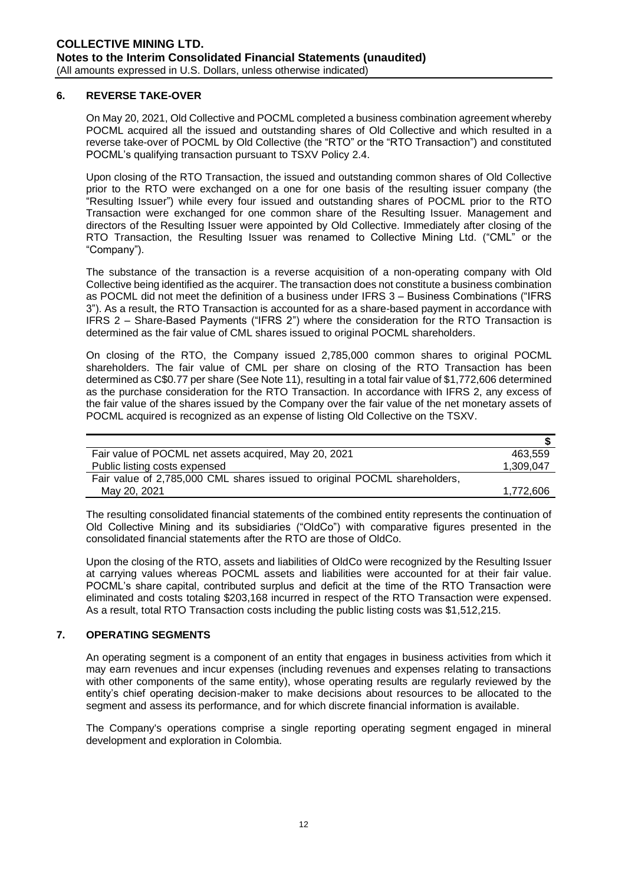## 6. REVERSE TAKE-OVER

On May 20, 2021, Old Collective and POCML completed a business combination agreement whereby POCML acquired all the issued and outstanding shares of Old Collective and which resulted in a reverse take-over of POCML by Old Collective (the "RTO" or the "RTO Transaction") and constituted POCML's qualifying transaction pursuant to TSXV Policy 2.4.

Upon closing of the RTO Transaction, the issued and outstanding common shares of Old Collective prior to the RTO were exchanged on a one for one basis of the resulting issuer company (the "Resulting Issuer") while every four issued and outstanding shares of POCML prior to the RTO Transaction were exchanged for one common share of the Resulting Issuer. Management and directors of the Resulting Issuer were appointed by Old Collective. Immediately after closing of the RTO Transaction, the Resulting Issuer was renamed to Collective Mining Ltd. ("CML" or the "Company").

The substance of the transaction is a reverse acquisition of a non-operating company with Old Collective being identified as the acquirer. The transaction does not constitute a business combination as POCML did not meet the definition of a business under IFRS 3 – Business Combinations ("IFRS 3"). As a result, the RTO Transaction is accounted for as a share-based payment in accordance with IFRS 2 – Share-Based Payments ("IFRS 2") where the consideration for the RTO Transaction is determined as the fair value of CML shares issued to original POCML shareholders.

On closing of the RTO, the Company issued 2,785,000 common shares to original POCML shareholders. The fair value of CML per share on closing of the RTO Transaction has been determined as C$0.77 per share (See Note 11), resulting in a total fair value of $1,772,606 determined as the purchase consideration for the RTO Transaction. In accordance with IFRS 2, any excess of the fair value of the shares issued by the Company over the fair value of the net monetary assets of POCML acquired is recognized as an expense of listing Old Collective on the TSXV.

| | $ |
|---|---|
| Fair value of POCML net assets acquired, May 20, 2021 | 463,559 |
| Public listing costs expensed | 1,309,047 |
| Fair value of 2,785,000 CML shares issued to original POCML shareholders, May 20, 2021 | 1,772,606 |

The resulting consolidated financial statements of the combined entity represents the continuation of Old Collective Mining and its subsidiaries ("OldCo") with comparative figures presented in the consolidated financial statements after the RTO are those of OldCo.

Upon the closing of the RTO, assets and liabilities of OldCo were recognized by the Resulting Issuer at carrying values whereas POCML assets and liabilities were accounted for at their fair value. POCML's share capital, contributed surplus and deficit at the time of the RTO Transaction were eliminated and costs totaling $203,168 incurred in respect of the RTO Transaction were expensed. As a result, total RTO Transaction costs including the public listing costs was $1,512,215.

## 7. OPERATING SEGMENTS

An operating segment is a component of an entity that engages in business activities from which it may earn revenues and incur expenses (including revenues and expenses relating to transactions with other components of the same entity), whose operating results are regularly reviewed by the entity's chief operating decision-maker to make decisions about resources to be allocated to the segment and assess its performance, and for which discrete financial information is available.

The Company's operations comprise a single reporting operating segment engaged in mineral development and exploration in Colombia.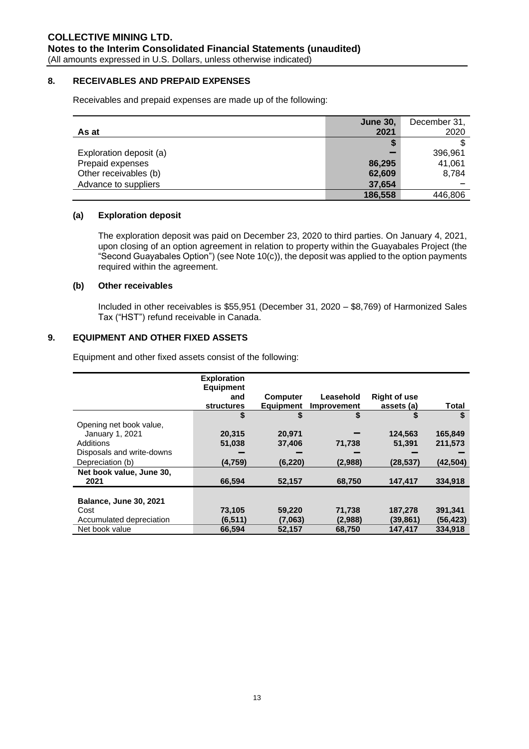## 8. RECEIVABLES AND PREPAID EXPENSES

Receivables and prepaid expenses are made up of the following:

| As at | **June 30, 2021** | December 31, 2020 |
|---|---|---|
| | **$** | $ |
| Exploration deposit (a) | **–** | 396,961 |
| Prepaid expenses | **86,295** | 41,061 |
| Other receivables (b) | **62,609** | 8,784 |
| Advance to suppliers | **37,654** | – |
| | **186,558** | 446,806 |

### (a) Exploration deposit

The exploration deposit was paid on December 23, 2020 to third parties. On January 4, 2021, upon closing of an option agreement in relation to property within the Guayabales Project (the "Second Guayabales Option") (see Note 10(c)), the deposit was applied to the option payments required within the agreement.

### (b) Other receivables

Included in other receivables is $55,951 (December 31, 2020 – $8,769) of Harmonized Sales Tax ("HST") refund receivable in Canada.

## 9. EQUIPMENT AND OTHER FIXED ASSETS

Equipment and other fixed assets consist of the following:

| | **Exploration Equipment and structures** | **Computer Equipment** | **Leasehold Improvement** | **Right of use assets (a)** | **Total** |
|---|---|---|---|---|---|
| | **$** | **$** | **$** | **$** | **$** |
| Opening net book value, January 1, 2021 | **20,315** | **20,971** | **–** | **124,563** | **165,849** |
| Additions | **51,038** | **37,406** | **71,738** | **51,391** | **211,573** |
| Disposals and write-downs | **–** | **–** | **–** | **–** | **–** |
| Depreciation (b) | **(4,759)** | **(6,220)** | **(2,988)** | **(28,537)** | **(42,504)** |
| **Net book value, June 30, 2021** | **66,594** | **52,157** | **68,750** | **147,417** | **334,918** |
| | | | | | |
| **Balance, June 30, 2021** | | | | | |
| Cost | **73,105** | **59,220** | **71,738** | **187,278** | **391,341** |
| Accumulated depreciation | **(6,511)** | **(7,063)** | **(2,988)** | **(39,861)** | **(56,423)** |
| Net book value | **66,594** | **52,157** | **68,750** | **147,417** | **334,918** |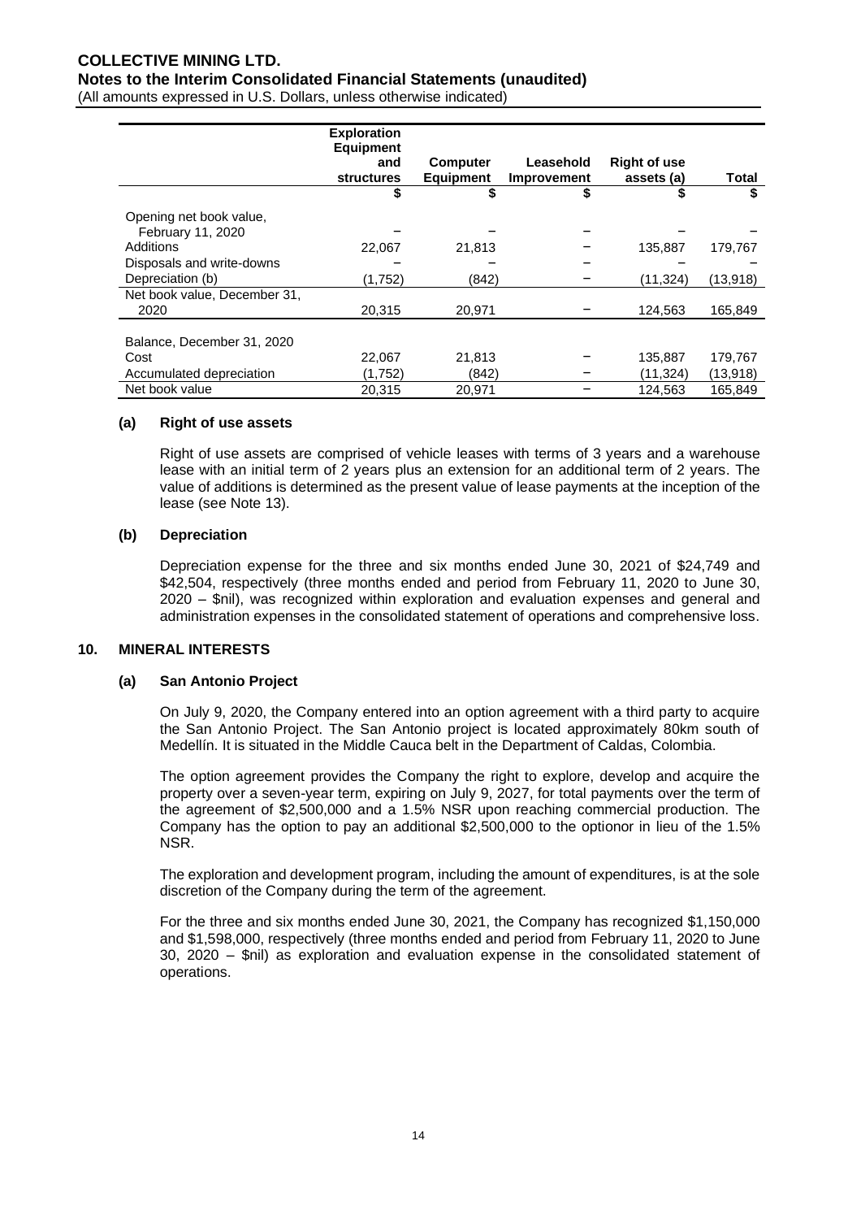| | Exploration Equipment and structures | Computer Equipment | Leasehold Improvement | Right of use assets (a) | Total |
|---|---|---|---|---|---|
| | $ | $ | $ | $ | $ |
| Opening net book value, February 11, 2020 | – | – | – | – | – |
| Additions | 22,067 | 21,813 | – | 135,887 | 179,767 |
| Disposals and write-downs | – | – | – | – | – |
| Depreciation (b) | (1,752) | (842) | – | (11,324) | (13,918) |
| Net book value, December 31, 2020 | 20,315 | 20,971 | – | 124,563 | 165,849 |
| | | | | | |
| Balance, December 31, 2020 | | | | | |
| Cost | 22,067 | 21,813 | – | 135,887 | 179,767 |
| Accumulated depreciation | (1,752) | (842) | – | (11,324) | (13,918) |
| Net book value | 20,315 | 20,971 | – | 124,563 | 165,849 |

**(a) Right of use assets**

Right of use assets are comprised of vehicle leases with terms of 3 years and a warehouse lease with an initial term of 2 years plus an extension for an additional term of 2 years. The value of additions is determined as the present value of lease payments at the inception of the lease (see Note 13).

**(b) Depreciation**

Depreciation expense for the three and six months ended June 30, 2021 of $24,749 and $42,504, respectively (three months ended and period from February 11, 2020 to June 30, 2020 – $nil), was recognized within exploration and evaluation expenses and general and administration expenses in the consolidated statement of operations and comprehensive loss.

## 10. MINERAL INTERESTS

**(a) San Antonio Project**

On July 9, 2020, the Company entered into an option agreement with a third party to acquire the San Antonio Project. The San Antonio project is located approximately 80km south of Medellín. It is situated in the Middle Cauca belt in the Department of Caldas, Colombia.

The option agreement provides the Company the right to explore, develop and acquire the property over a seven-year term, expiring on July 9, 2027, for total payments over the term of the agreement of $2,500,000 and a 1.5% NSR upon reaching commercial production. The Company has the option to pay an additional $2,500,000 to the optionor in lieu of the 1.5% NSR.

The exploration and development program, including the amount of expenditures, is at the sole discretion of the Company during the term of the agreement.

For the three and six months ended June 30, 2021, the Company has recognized $1,150,000 and $1,598,000, respectively (three months ended and period from February 11, 2020 to June 30, 2020 – $nil) as exploration and evaluation expense in the consolidated statement of operations.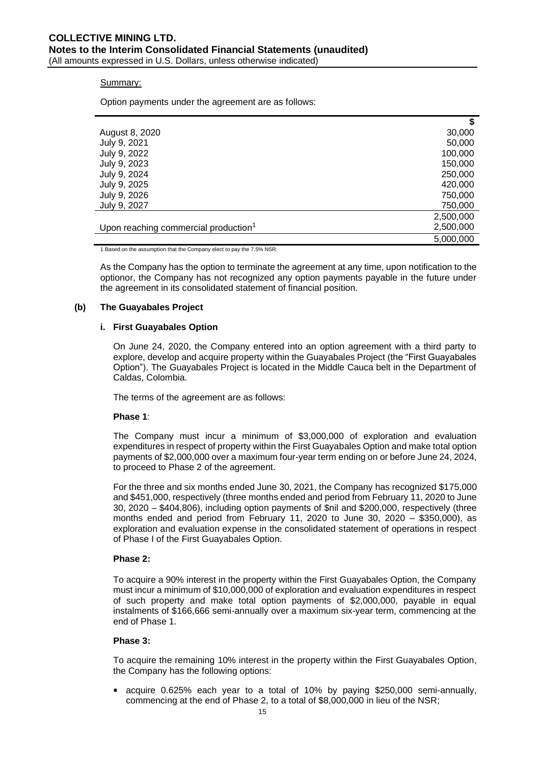Summary:

Option payments under the agreement are as follows:

| | $ |
|---|---|
| August 8, 2020 | 30,000 |
| July 9, 2021 | 50,000 |
| July 9, 2022 | 100,000 |
| July 9, 2023 | 150,000 |
| July 9, 2024 | 250,000 |
| July 9, 2025 | 420,000 |
| July 9, 2026 | 750,000 |
| July 9, 2027 | 750,000 |
| | 2,500,000 |
| Upon reaching commercial production[1] | 2,500,000 |
| | 5,000,000 |

1 Based on the assumption that the Company elect to pay the 7.5% NSR.

As the Company has the option to terminate the agreement at any time, upon notification to the optionor, the Company has not recognized any option payments payable in the future under the agreement in its consolidated statement of financial position.

### (b) The Guayabales Project

#### i. First Guayabales Option

On June 24, 2020, the Company entered into an option agreement with a third party to explore, develop and acquire property within the Guayabales Project (the "First Guayabales Option"). The Guayabales Project is located in the Middle Cauca belt in the Department of Caldas, Colombia.

The terms of the agreement are as follows:

**Phase 1**:

The Company must incur a minimum of $3,000,000 of exploration and evaluation expenditures in respect of property within the First Guayabales Option and make total option payments of $2,000,000 over a maximum four-year term ending on or before June 24, 2024, to proceed to Phase 2 of the agreement.

For the three and six months ended June 30, 2021, the Company has recognized $175,000 and $451,000, respectively (three months ended and period from February 11, 2020 to June 30, 2020 – $404,806), including option payments of $nil and $200,000, respectively (three months ended and period from February 11, 2020 to June 30, 2020 – $350,000), as exploration and evaluation expense in the consolidated statement of operations in respect of Phase I of the First Guayabales Option.

**Phase 2:**

To acquire a 90% interest in the property within the First Guayabales Option, the Company must incur a minimum of $10,000,000 of exploration and evaluation expenditures in respect of such property and make total option payments of $2,000,000, payable in equal instalments of $166,666 semi-annually over a maximum six-year term, commencing at the end of Phase 1.

**Phase 3:**

To acquire the remaining 10% interest in the property within the First Guayabales Option, the Company has the following options:

- acquire 0.625% each year to a total of 10% by paying $250,000 semi-annually, commencing at the end of Phase 2, to a total of $8,000,000 in lieu of the NSR;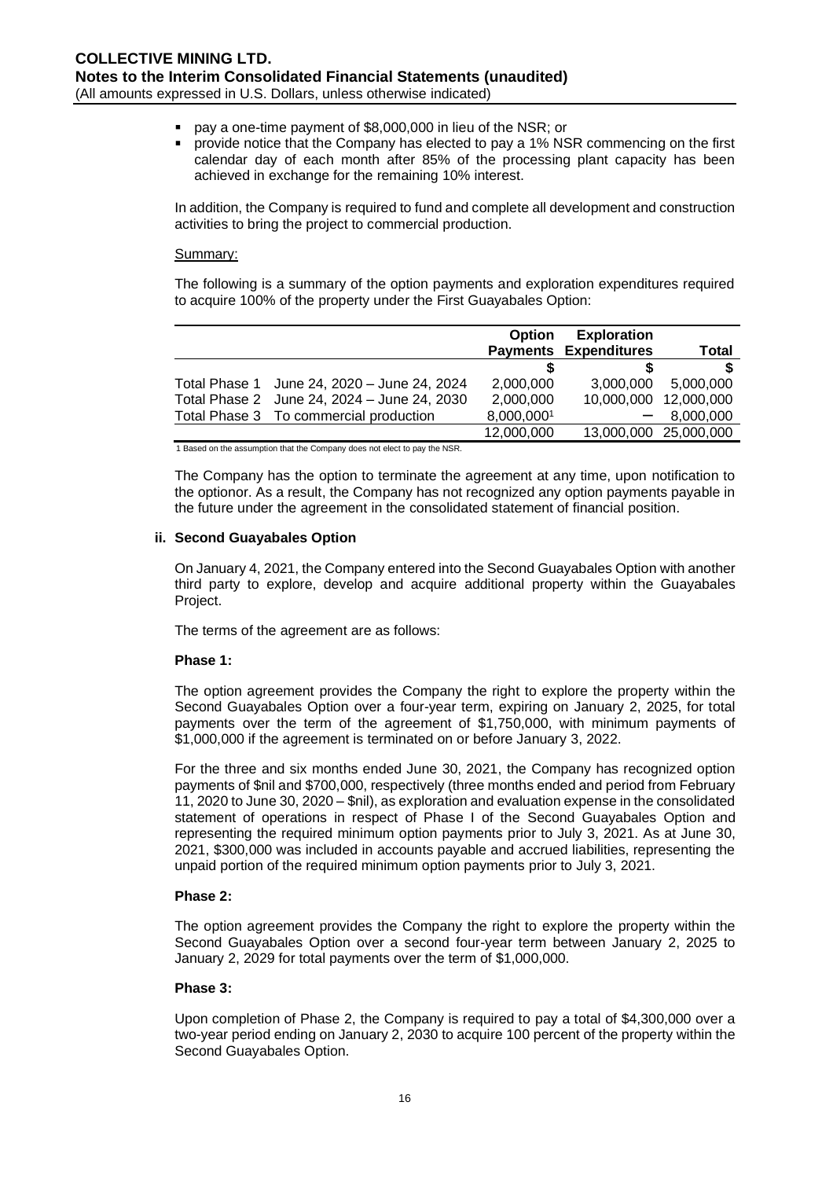- pay a one-time payment of \$8,000,000 in lieu of the NSR; or
- provide notice that the Company has elected to pay a 1% NSR commencing on the first calendar day of each month after 85% of the processing plant capacity has been achieved in exchange for the remaining 10% interest.

In addition, the Company is required to fund and complete all development and construction activities to bring the project to commercial production.

Summary:

The following is a summary of the option payments and exploration expenditures required to acquire 100% of the property under the First Guayabales Option:

| | | Option Payments | Exploration Expenditures | Total |
|---|---|---|---|---|
| | | \$ | \$ | \$ |
| Total Phase 1 | June 24, 2020 – June 24, 2024 | 2,000,000 | 3,000,000 | 5,000,000 |
| Total Phase 2 | June 24, 2024 – June 24, 2030 | 2,000,000 | 10,000,000 | 12,000,000 |
| Total Phase 3 | To commercial production | 8,000,000[1] | – | 8,000,000 |
| | | 12,000,000 | 13,000,000 | 25,000,000 |

1 Based on the assumption that the Company does not elect to pay the NSR.

The Company has the option to terminate the agreement at any time, upon notification to the optionor. As a result, the Company has not recognized any option payments payable in the future under the agreement in the consolidated statement of financial position.

#### ii. Second Guayabales Option

On January 4, 2021, the Company entered into the Second Guayabales Option with another third party to explore, develop and acquire additional property within the Guayabales Project.

The terms of the agreement are as follows:

**Phase 1:**

The option agreement provides the Company the right to explore the property within the Second Guayabales Option over a four-year term, expiring on January 2, 2025, for total payments over the term of the agreement of \$1,750,000, with minimum payments of \$1,000,000 if the agreement is terminated on or before January 3, 2022.

For the three and six months ended June 30, 2021, the Company has recognized option payments of \$nil and \$700,000, respectively (three months ended and period from February 11, 2020 to June 30, 2020 – \$nil), as exploration and evaluation expense in the consolidated statement of operations in respect of Phase I of the Second Guayabales Option and representing the required minimum option payments prior to July 3, 2021. As at June 30, 2021, \$300,000 was included in accounts payable and accrued liabilities, representing the unpaid portion of the required minimum option payments prior to July 3, 2021.

**Phase 2:**

The option agreement provides the Company the right to explore the property within the Second Guayabales Option over a second four-year term between January 2, 2025 to January 2, 2029 for total payments over the term of \$1,000,000.

**Phase 3:**

Upon completion of Phase 2, the Company is required to pay a total of \$4,300,000 over a two-year period ending on January 2, 2030 to acquire 100 percent of the property within the Second Guayabales Option.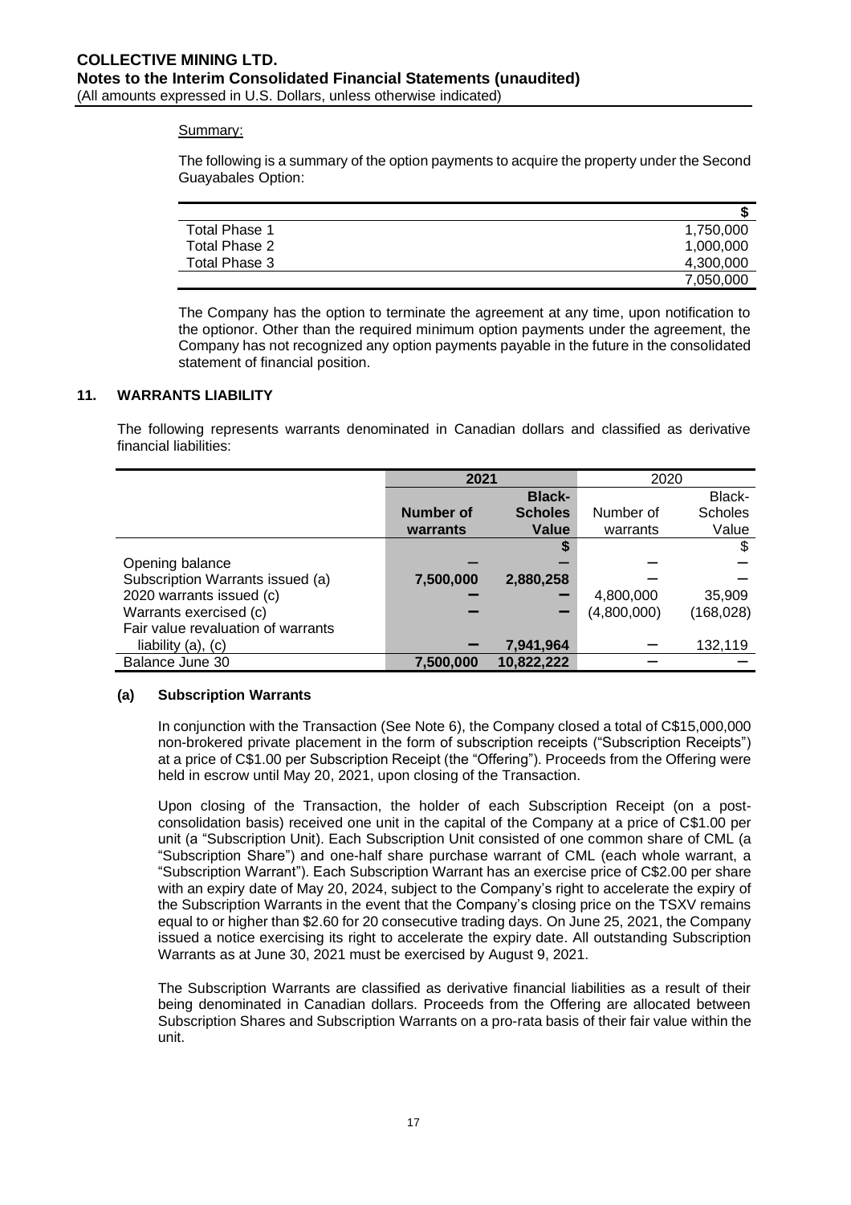Summary:

The following is a summary of the option payments to acquire the property under the Second Guayabales Option:

| | $ |
|---|---|
| Total Phase 1 | 1,750,000 |
| Total Phase 2 | 1,000,000 |
| Total Phase 3 | 4,300,000 |
| | 7,050,000 |

The Company has the option to terminate the agreement at any time, upon notification to the optionor. Other than the required minimum option payments under the agreement, the Company has not recognized any option payments payable in the future in the consolidated statement of financial position.

## 11. WARRANTS LIABILITY

The following represents warrants denominated in Canadian dollars and classified as derivative financial liabilities:

| | **2021** | | 2020 | |
|---|---|---|---|---|
| | **Number of warrants** | **Black-Scholes Value** | Number of warrants | Black-Scholes Value |
| | | **$** | | $ |
| Opening balance | **–** | **–** | – | – |
| Subscription Warrants issued (a) | **7,500,000** | **2,880,258** | – | – |
| 2020 warrants issued (c) | **–** | **–** | 4,800,000 | 35,909 |
| Warrants exercised (c) | **–** | **–** | (4,800,000) | (168,028) |
| Fair value revaluation of warrants liability (a), (c) | **–** | **7,941,964** | – | 132,119 |
| Balance June 30 | **7,500,000** | **10,822,222** | – | – |

### (a) Subscription Warrants

In conjunction with the Transaction (See Note 6), the Company closed a total of C$15,000,000 non-brokered private placement in the form of subscription receipts ("Subscription Receipts") at a price of C$1.00 per Subscription Receipt (the "Offering"). Proceeds from the Offering were held in escrow until May 20, 2021, upon closing of the Transaction.

Upon closing of the Transaction, the holder of each Subscription Receipt (on a post-consolidation basis) received one unit in the capital of the Company at a price of C$1.00 per unit (a "Subscription Unit). Each Subscription Unit consisted of one common share of CML (a "Subscription Share") and one-half share purchase warrant of CML (each whole warrant, a "Subscription Warrant"). Each Subscription Warrant has an exercise price of C$2.00 per share with an expiry date of May 20, 2024, subject to the Company's right to accelerate the expiry of the Subscription Warrants in the event that the Company's closing price on the TSXV remains equal to or higher than $2.60 for 20 consecutive trading days. On June 25, 2021, the Company issued a notice exercising its right to accelerate the expiry date. All outstanding Subscription Warrants as at June 30, 2021 must be exercised by August 9, 2021.

The Subscription Warrants are classified as derivative financial liabilities as a result of their being denominated in Canadian dollars. Proceeds from the Offering are allocated between Subscription Shares and Subscription Warrants on a pro-rata basis of their fair value within the unit.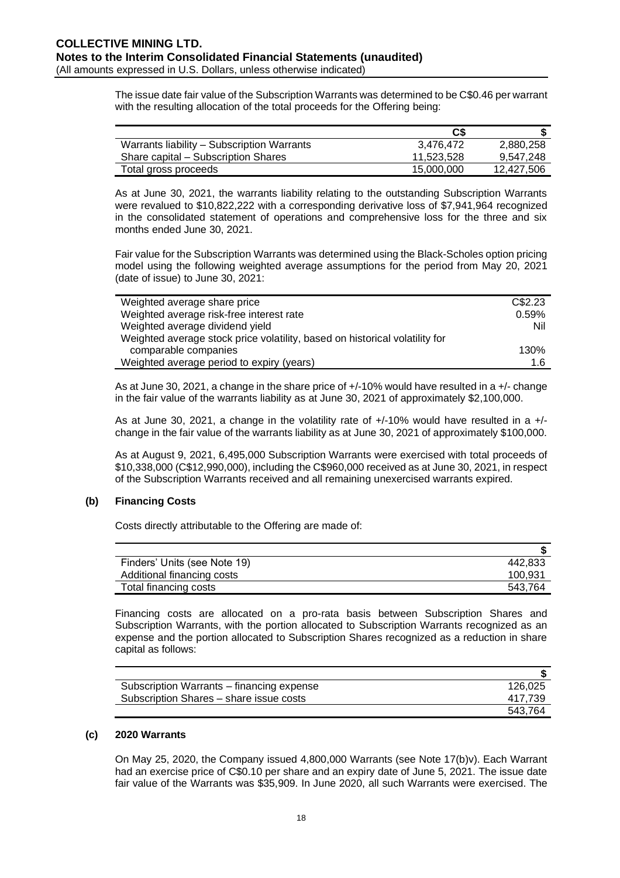The issue date fair value of the Subscription Warrants was determined to be C$0.46 per warrant with the resulting allocation of the total proceeds for the Offering being:

| | C$ | $ |
|---|---|---|
| Warrants liability – Subscription Warrants | 3,476,472 | 2,880,258 |
| Share capital – Subscription Shares | 11,523,528 | 9,547,248 |
| Total gross proceeds | 15,000,000 | 12,427,506 |

As at June 30, 2021, the warrants liability relating to the outstanding Subscription Warrants were revalued to $10,822,222 with a corresponding derivative loss of $7,941,964 recognized in the consolidated statement of operations and comprehensive loss for the three and six months ended June 30, 2021.

Fair value for the Subscription Warrants was determined using the Black-Scholes option pricing model using the following weighted average assumptions for the period from May 20, 2021 (date of issue) to June 30, 2021:

| | |
|---|---|
| Weighted average share price | C$2.23 |
| Weighted average risk-free interest rate | 0.59% |
| Weighted average dividend yield | Nil |
| Weighted average stock price volatility, based on historical volatility for comparable companies | 130% |
| Weighted average period to expiry (years) | 1.6 |

As at June 30, 2021, a change in the share price of +/-10% would have resulted in a +/- change in the fair value of the warrants liability as at June 30, 2021 of approximately $2,100,000.

As at June 30, 2021, a change in the volatility rate of +/-10% would have resulted in a +/- change in the fair value of the warrants liability as at June 30, 2021 of approximately $100,000.

As at August 9, 2021, 6,495,000 Subscription Warrants were exercised with total proceeds of $10,338,000 (C$12,990,000), including the C$960,000 received as at June 30, 2021, in respect of the Subscription Warrants received and all remaining unexercised warrants expired.

**(b) Financing Costs**

Costs directly attributable to the Offering are made of:

| | $ |
|---|---|
| Finders' Units (see Note 19) | 442,833 |
| Additional financing costs | 100,931 |
| Total financing costs | 543,764 |

Financing costs are allocated on a pro-rata basis between Subscription Shares and Subscription Warrants, with the portion allocated to Subscription Warrants recognized as an expense and the portion allocated to Subscription Shares recognized as a reduction in share capital as follows:

| | $ |
|---|---|
| Subscription Warrants – financing expense | 126,025 |
| Subscription Shares – share issue costs | 417,739 |
| | 543,764 |

**(c) 2020 Warrants**

On May 25, 2020, the Company issued 4,800,000 Warrants (see Note 17(b)v). Each Warrant had an exercise price of C$0.10 per share and an expiry date of June 5, 2021. The issue date fair value of the Warrants was $35,909. In June 2020, all such Warrants were exercised. The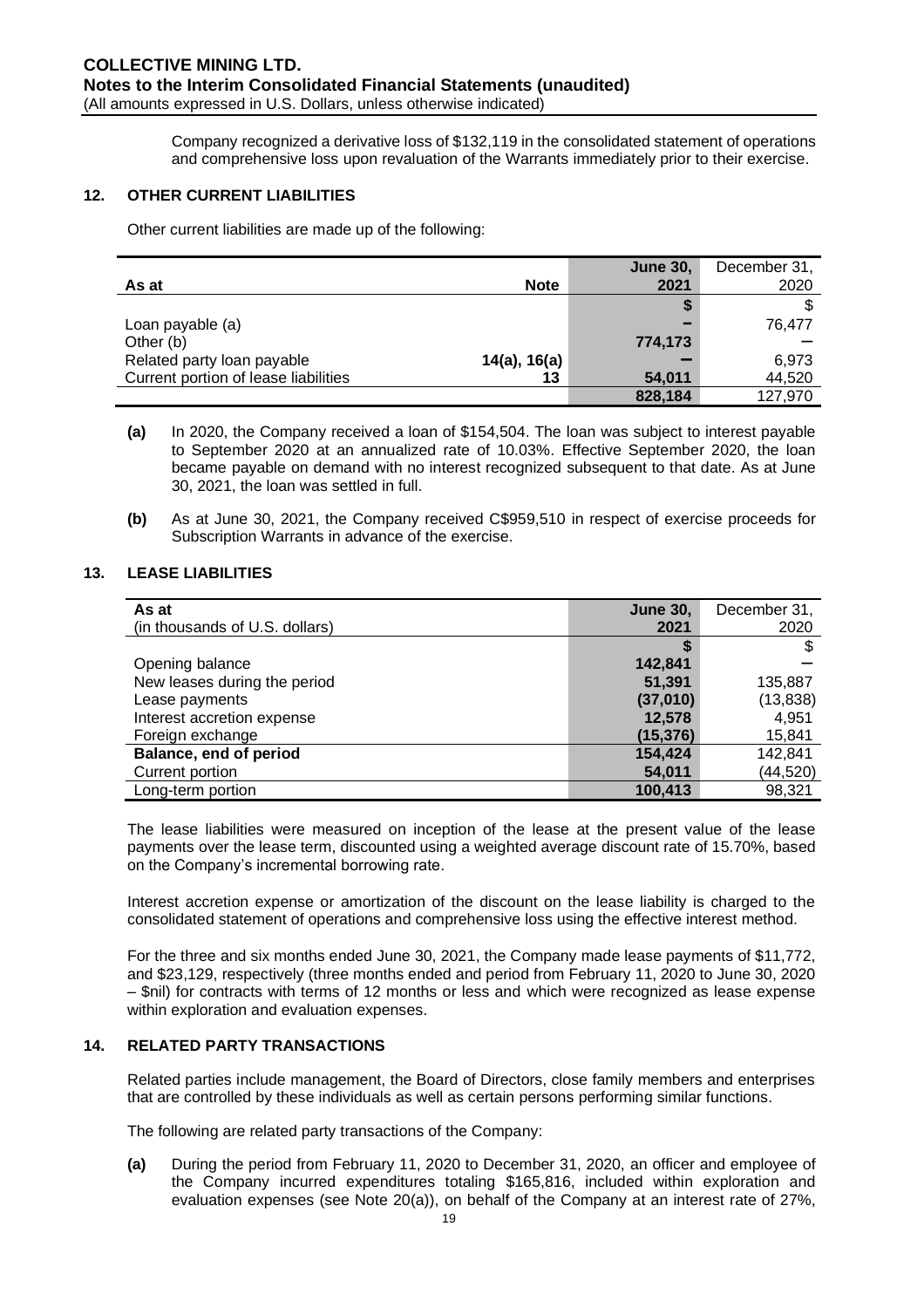Company recognized a derivative loss of $132,119 in the consolidated statement of operations and comprehensive loss upon revaluation of the Warrants immediately prior to their exercise.

## 12. OTHER CURRENT LIABILITIES

Other current liabilities are made up of the following:

| As at | Note | **June 30, 2021** | December 31, 2020 |
|---|---|---|---|
| | | **$** | $ |
| Loan payable (a) | | **–** | 76,477 |
| Other (b) | | **774,173** | – |
| Related party loan payable | 14(a), 16(a) | **–** | 6,973 |
| Current portion of lease liabilities | 13 | **54,011** | 44,520 |
| | | **828,184** | 127,970 |

**(a)** In 2020, the Company received a loan of $154,504. The loan was subject to interest payable to September 2020 at an annualized rate of 10.03%. Effective September 2020, the loan became payable on demand with no interest recognized subsequent to that date. As at June 30, 2021, the loan was settled in full.

**(b)** As at June 30, 2021, the Company received C$959,510 in respect of exercise proceeds for Subscription Warrants in advance of the exercise.

## 13. LEASE LIABILITIES

| As at (in thousands of U.S. dollars) | **June 30, 2021** | December 31, 2020 |
|---|---|---|
| | **$** | $ |
| Opening balance | **142,841** | – |
| New leases during the period | **51,391** | 135,887 |
| Lease payments | **(37,010)** | (13,838) |
| Interest accretion expense | **12,578** | 4,951 |
| Foreign exchange | **(15,376)** | 15,841 |
| **Balance, end of period** | **154,424** | 142,841 |
| Current portion | **54,011** | (44,520) |
| Long-term portion | **100,413** | 98,321 |

The lease liabilities were measured on inception of the lease at the present value of the lease payments over the lease term, discounted using a weighted average discount rate of 15.70%, based on the Company's incremental borrowing rate.

Interest accretion expense or amortization of the discount on the lease liability is charged to the consolidated statement of operations and comprehensive loss using the effective interest method.

For the three and six months ended June 30, 2021, the Company made lease payments of $11,772, and $23,129, respectively (three months ended and period from February 11, 2020 to June 30, 2020 – $nil) for contracts with terms of 12 months or less and which were recognized as lease expense within exploration and evaluation expenses.

## 14. RELATED PARTY TRANSACTIONS

Related parties include management, the Board of Directors, close family members and enterprises that are controlled by these individuals as well as certain persons performing similar functions.

The following are related party transactions of the Company:

**(a)** During the period from February 11, 2020 to December 31, 2020, an officer and employee of the Company incurred expenditures totaling $165,816, included within exploration and evaluation expenses (see Note 20(a)), on behalf of the Company at an interest rate of 27%,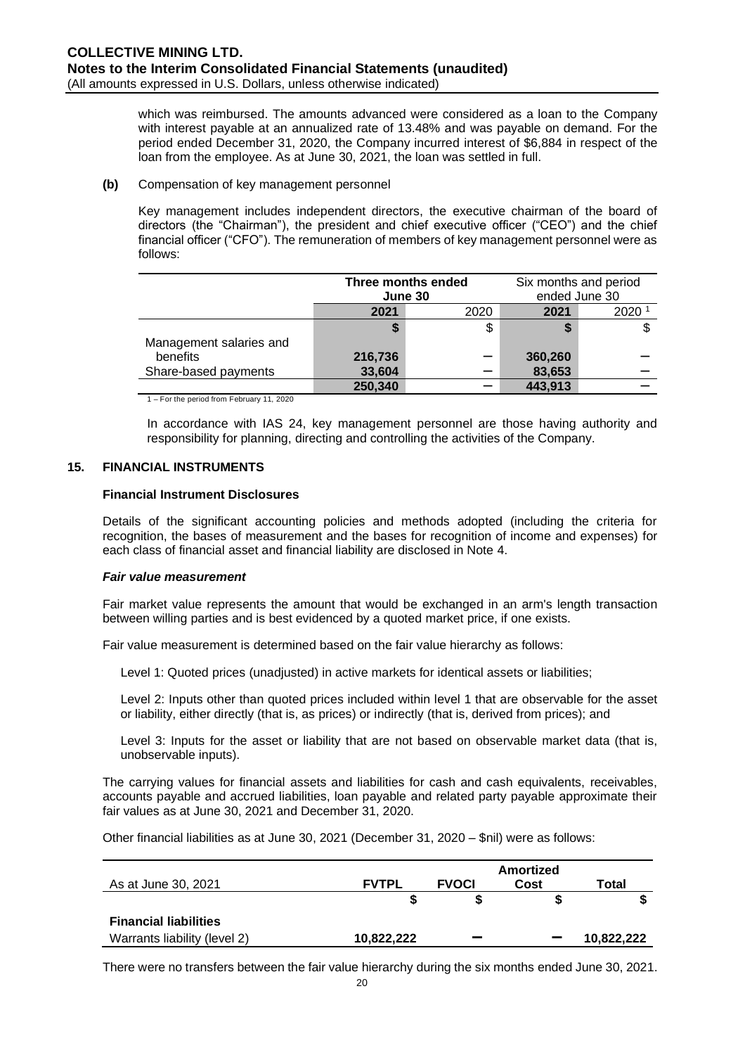which was reimbursed. The amounts advanced were considered as a loan to the Company with interest payable at an annualized rate of 13.48% and was payable on demand. For the period ended December 31, 2020, the Company incurred interest of $6,884 in respect of the loan from the employee. As at June 30, 2021, the loan was settled in full.

**(b)** Compensation of key management personnel

Key management includes independent directors, the executive chairman of the board of directors (the "Chairman"), the president and chief executive officer ("CEO") and the chief financial officer ("CFO"). The remuneration of members of key management personnel were as follows:

| | **Three months ended June 30** | | Six months and period ended June 30 | |
|---|---|---|---|---|
| | **2021** | 2020 | **2021** | 2020 [1] |
| | **$** | $ | **$** | $ |
| Management salaries and benefits | **216,736** | – | **360,260** | – |
| Share-based payments | **33,604** | – | **83,653** | – |
| | **250,340** | – | **443,913** | – |

1 – For the period from February 11, 2020

In accordance with IAS 24, key management personnel are those having authority and responsibility for planning, directing and controlling the activities of the Company.

## 15. FINANCIAL INSTRUMENTS

### Financial Instrument Disclosures

Details of the significant accounting policies and methods adopted (including the criteria for recognition, the bases of measurement and the bases for recognition of income and expenses) for each class of financial asset and financial liability are disclosed in Note 4.

***Fair value measurement***

Fair market value represents the amount that would be exchanged in an arm's length transaction between willing parties and is best evidenced by a quoted market price, if one exists.

Fair value measurement is determined based on the fair value hierarchy as follows:

Level 1: Quoted prices (unadjusted) in active markets for identical assets or liabilities;

Level 2: Inputs other than quoted prices included within level 1 that are observable for the asset or liability, either directly (that is, as prices) or indirectly (that is, derived from prices); and

Level 3: Inputs for the asset or liability that are not based on observable market data (that is, unobservable inputs).

The carrying values for financial assets and liabilities for cash and cash equivalents, receivables, accounts payable and accrued liabilities, loan payable and related party payable approximate their fair values as at June 30, 2021 and December 31, 2020.

Other financial liabilities as at June 30, 2021 (December 31, 2020 – $nil) were as follows:

| As at June 30, 2021 | **FVTPL** | **FVOCI** | **Amortized Cost** | **Total** |
|---|---|---|---|---|
| | **$** | **$** | **$** | **$** |
| **Financial liabilities** | | | | |
| Warrants liability (level 2) | **10,822,222** | **–** | **–** | **10,822,222** |

There were no transfers between the fair value hierarchy during the six months ended June 30, 2021.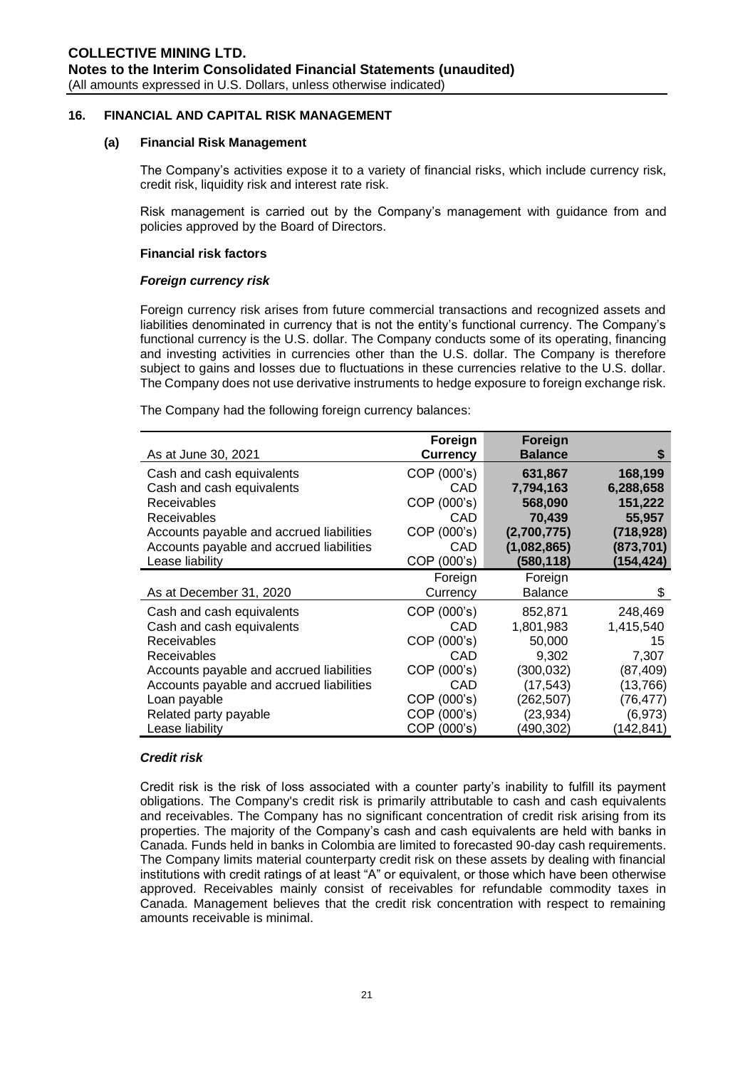## 16. FINANCIAL AND CAPITAL RISK MANAGEMENT

### (a) Financial Risk Management

The Company's activities expose it to a variety of financial risks, which include currency risk, credit risk, liquidity risk and interest rate risk.

Risk management is carried out by the Company's management with guidance from and policies approved by the Board of Directors.

**Financial risk factors**

***Foreign currency risk***

Foreign currency risk arises from future commercial transactions and recognized assets and liabilities denominated in currency that is not the entity's functional currency. The Company's functional currency is the U.S. dollar. The Company conducts some of its operating, financing and investing activities in currencies other than the U.S. dollar. The Company is therefore subject to gains and losses due to fluctuations in these currencies relative to the U.S. dollar. The Company does not use derivative instruments to hedge exposure to foreign exchange risk.

The Company had the following foreign currency balances:

| As at June 30, 2021 | Foreign Currency | Foreign Balance | $ |
|---|---|---|---|
| Cash and cash equivalents | COP (000's) | **631,867** | **168,199** |
| Cash and cash equivalents | CAD | **7,794,163** | **6,288,658** |
| Receivables | COP (000's) | **568,090** | **151,222** |
| Receivables | CAD | **70,439** | **55,957** |
| Accounts payable and accrued liabilities | COP (000's) | **(2,700,775)** | **(718,928)** |
| Accounts payable and accrued liabilities | CAD | **(1,082,865)** | **(873,701)** |
| Lease liability | COP (000's) | **(580,118)** | **(154,424)** |
| **As at December 31, 2020** | **Foreign Currency** | **Foreign Balance** | **$** |
| Cash and cash equivalents | COP (000's) | 852,871 | 248,469 |
| Cash and cash equivalents | CAD | 1,801,983 | 1,415,540 |
| Receivables | COP (000's) | 50,000 | 15 |
| Receivables | CAD | 9,302 | 7,307 |
| Accounts payable and accrued liabilities | COP (000's) | (300,032) | (87,409) |
| Accounts payable and accrued liabilities | CAD | (17,543) | (13,766) |
| Loan payable | COP (000's) | (262,507) | (76,477) |
| Related party payable | COP (000's) | (23,934) | (6,973) |
| Lease liability | COP (000's) | (490,302) | (142,841) |

***Credit risk***

Credit risk is the risk of loss associated with a counter party's inability to fulfill its payment obligations. The Company's credit risk is primarily attributable to cash and cash equivalents and receivables. The Company has no significant concentration of credit risk arising from its properties. The majority of the Company's cash and cash equivalents are held with banks in Canada. Funds held in banks in Colombia are limited to forecasted 90-day cash requirements. The Company limits material counterparty credit risk on these assets by dealing with financial institutions with credit ratings of at least "A" or equivalent, or those which have been otherwise approved. Receivables mainly consist of receivables for refundable commodity taxes in Canada. Management believes that the credit risk concentration with respect to remaining amounts receivable is minimal.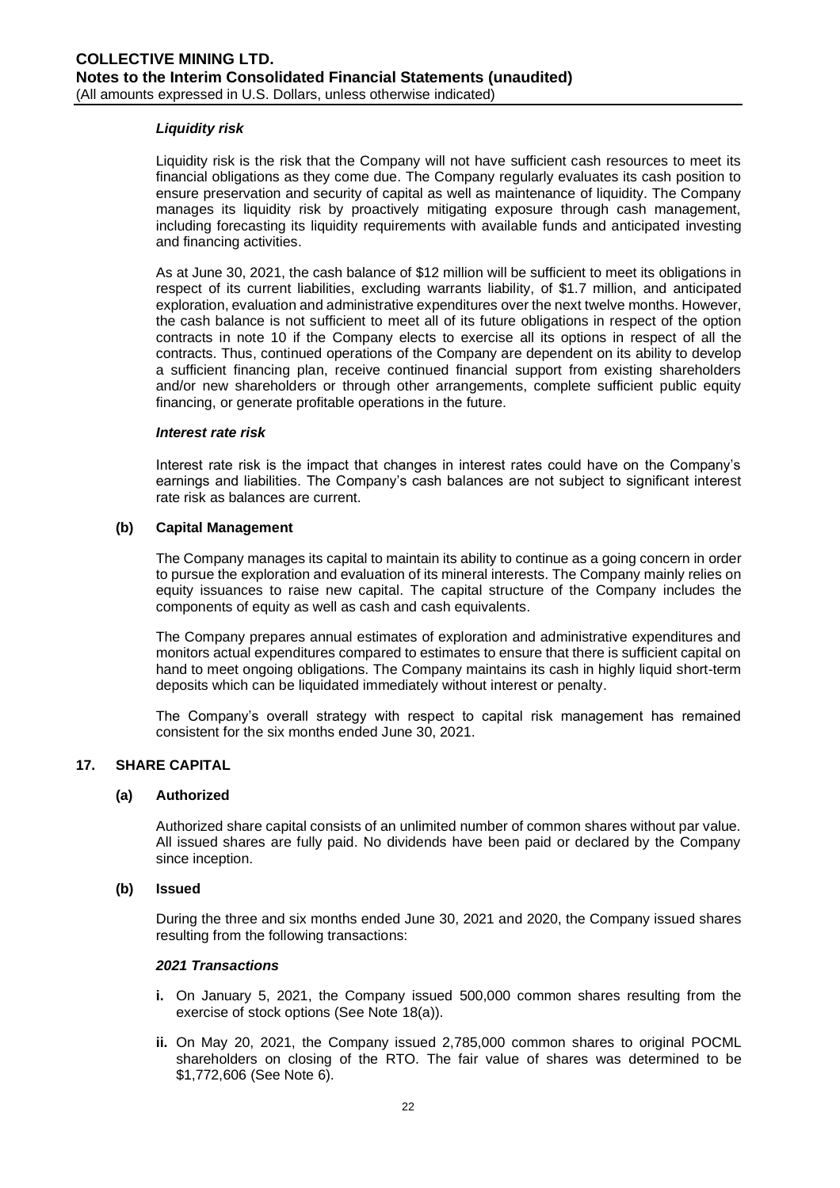***Liquidity risk***

Liquidity risk is the risk that the Company will not have sufficient cash resources to meet its financial obligations as they come due. The Company regularly evaluates its cash position to ensure preservation and security of capital as well as maintenance of liquidity. The Company manages its liquidity risk by proactively mitigating exposure through cash management, including forecasting its liquidity requirements with available funds and anticipated investing and financing activities.

As at June 30, 2021, the cash balance of $12 million will be sufficient to meet its obligations in respect of its current liabilities, excluding warrants liability, of $1.7 million, and anticipated exploration, evaluation and administrative expenditures over the next twelve months. However, the cash balance is not sufficient to meet all of its future obligations in respect of the option contracts in note 10 if the Company elects to exercise all its options in respect of all the contracts. Thus, continued operations of the Company are dependent on its ability to develop a sufficient financing plan, receive continued financial support from existing shareholders and/or new shareholders or through other arrangements, complete sufficient public equity financing, or generate profitable operations in the future.

***Interest rate risk***

Interest rate risk is the impact that changes in interest rates could have on the Company's earnings and liabilities. The Company's cash balances are not subject to significant interest rate risk as balances are current.

**(b) Capital Management**

The Company manages its capital to maintain its ability to continue as a going concern in order to pursue the exploration and evaluation of its mineral interests. The Company mainly relies on equity issuances to raise new capital. The capital structure of the Company includes the components of equity as well as cash and cash equivalents.

The Company prepares annual estimates of exploration and administrative expenditures and monitors actual expenditures compared to estimates to ensure that there is sufficient capital on hand to meet ongoing obligations. The Company maintains its cash in highly liquid short-term deposits which can be liquidated immediately without interest or penalty.

The Company's overall strategy with respect to capital risk management has remained consistent for the six months ended June 30, 2021.

## 17. SHARE CAPITAL

**(a) Authorized**

Authorized share capital consists of an unlimited number of common shares without par value. All issued shares are fully paid. No dividends have been paid or declared by the Company since inception.

**(b) Issued**

During the three and six months ended June 30, 2021 and 2020, the Company issued shares resulting from the following transactions:

***2021 Transactions***

- **i.** On January 5, 2021, the Company issued 500,000 common shares resulting from the exercise of stock options (See Note 18(a)).
- **ii.** On May 20, 2021, the Company issued 2,785,000 common shares to original POCML shareholders on closing of the RTO. The fair value of shares was determined to be $1,772,606 (See Note 6).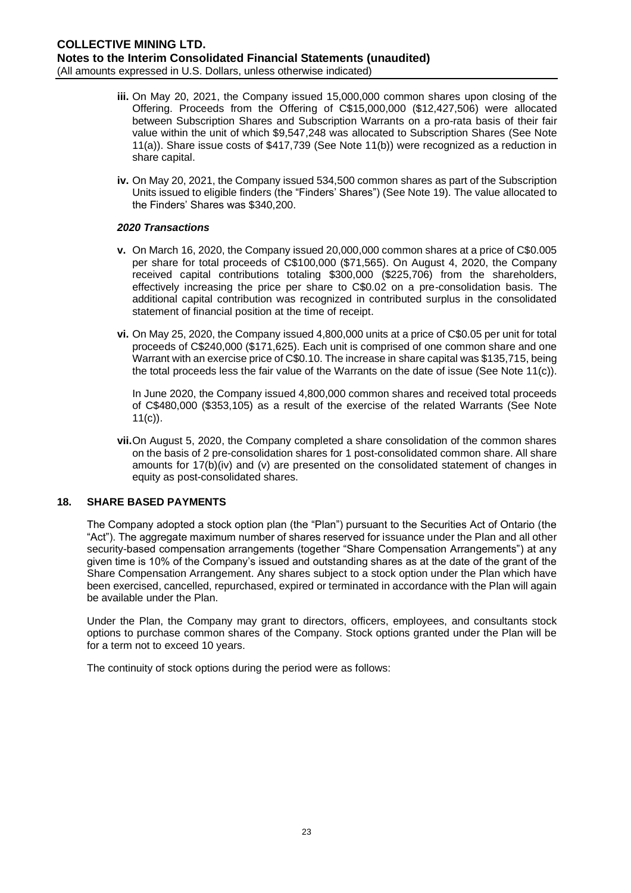- **iii.** On May 20, 2021, the Company issued 15,000,000 common shares upon closing of the Offering. Proceeds from the Offering of C$15,000,000 ($12,427,506) were allocated between Subscription Shares and Subscription Warrants on a pro-rata basis of their fair value within the unit of which $9,547,248 was allocated to Subscription Shares (See Note 11(a)). Share issue costs of $417,739 (See Note 11(b)) were recognized as a reduction in share capital.

- **iv.** On May 20, 2021, the Company issued 534,500 common shares as part of the Subscription Units issued to eligible finders (the "Finders' Shares") (See Note 19). The value allocated to the Finders' Shares was $340,200.

### *2020 Transactions*

- **v.** On March 16, 2020, the Company issued 20,000,000 common shares at a price of C$0.005 per share for total proceeds of C$100,000 ($71,565). On August 4, 2020, the Company received capital contributions totaling $300,000 ($225,706) from the shareholders, effectively increasing the price per share to C$0.02 on a pre-consolidation basis. The additional capital contribution was recognized in contributed surplus in the consolidated statement of financial position at the time of receipt.

- **vi.** On May 25, 2020, the Company issued 4,800,000 units at a price of C$0.05 per unit for total proceeds of C$240,000 ($171,625). Each unit is comprised of one common share and one Warrant with an exercise price of C$0.10. The increase in share capital was $135,715, being the total proceeds less the fair value of the Warrants on the date of issue (See Note 11(c)).

  In June 2020, the Company issued 4,800,000 common shares and received total proceeds of C$480,000 ($353,105) as a result of the exercise of the related Warrants (See Note 11(c)).

- **vii.** On August 5, 2020, the Company completed a share consolidation of the common shares on the basis of 2 pre-consolidation shares for 1 post-consolidated common share. All share amounts for 17(b)(iv) and (v) are presented on the consolidated statement of changes in equity as post-consolidated shares.

## 18. SHARE BASED PAYMENTS

The Company adopted a stock option plan (the "Plan") pursuant to the Securities Act of Ontario (the "Act"). The aggregate maximum number of shares reserved for issuance under the Plan and all other security-based compensation arrangements (together "Share Compensation Arrangements") at any given time is 10% of the Company's issued and outstanding shares as at the date of the grant of the Share Compensation Arrangement. Any shares subject to a stock option under the Plan which have been exercised, cancelled, repurchased, expired or terminated in accordance with the Plan will again be available under the Plan.

Under the Plan, the Company may grant to directors, officers, employees, and consultants stock options to purchase common shares of the Company. Stock options granted under the Plan will be for a term not to exceed 10 years.

The continuity of stock options during the period were as follows: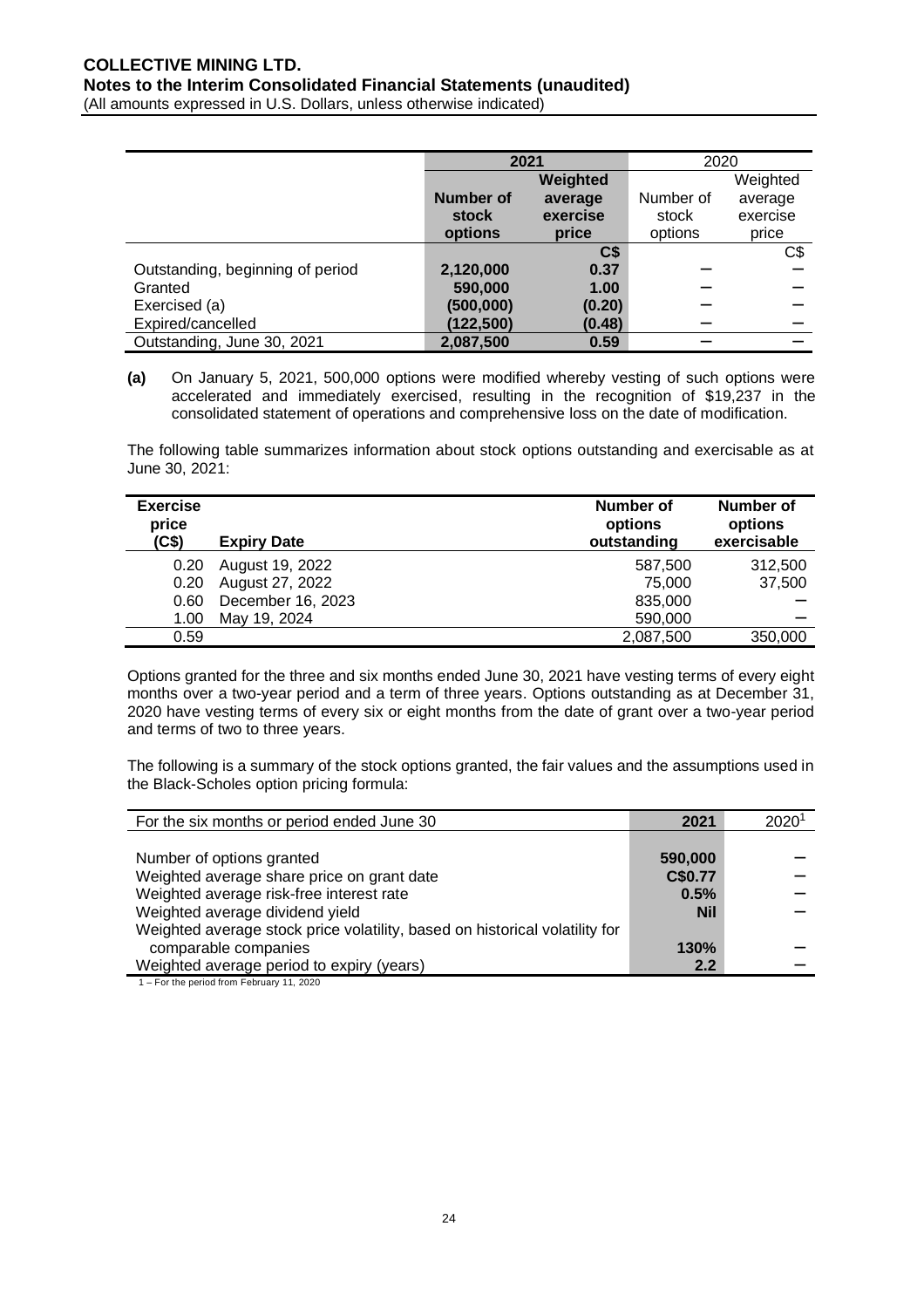| | 2021 | | 2020 | |
|---|---|---|---|---|
| | **Number of stock options** | **Weighted average exercise price** | Number of stock options | Weighted average exercise price |
| | | **C$** | | C$ |
| Outstanding, beginning of period | **2,120,000** | **0.37** | – | – |
| Granted | **590,000** | **1.00** | – | – |
| Exercised (a) | **(500,000)** | **(0.20)** | – | – |
| Expired/cancelled | **(122,500)** | **(0.48)** | – | – |
| Outstanding, June 30, 2021 | **2,087,500** | **0.59** | – | – |

**(a)** On January 5, 2021, 500,000 options were modified whereby vesting of such options were accelerated and immediately exercised, resulting in the recognition of $19,237 in the consolidated statement of operations and comprehensive loss on the date of modification.

The following table summarizes information about stock options outstanding and exercisable as at June 30, 2021:

| Exercise price (C$) | Expiry Date | Number of options outstanding | Number of options exercisable |
|---|---|---|---|
| 0.20 | August 19, 2022 | 587,500 | 312,500 |
| 0.20 | August 27, 2022 | 75,000 | 37,500 |
| 0.60 | December 16, 2023 | 835,000 | – |
| 1.00 | May 19, 2024 | 590,000 | – |
| 0.59 | | 2,087,500 | 350,000 |

Options granted for the three and six months ended June 30, 2021 have vesting terms of every eight months over a two-year period and a term of three years. Options outstanding as at December 31, 2020 have vesting terms of every six or eight months from the date of grant over a two-year period and terms of two to three years.

The following is a summary of the stock options granted, the fair values and the assumptions used in the Black-Scholes option pricing formula:

| For the six months or period ended June 30 | 2021 | 2020[1] |
|---|---|---|
| Number of options granted | **590,000** | – |
| Weighted average share price on grant date | **C$0.77** | – |
| Weighted average risk-free interest rate | **0.5%** | – |
| Weighted average dividend yield | **Nil** | – |
| Weighted average stock price volatility, based on historical volatility for comparable companies | **130%** | – |
| Weighted average period to expiry (years) | **2.2** | – |

1 – For the period from February 11, 2020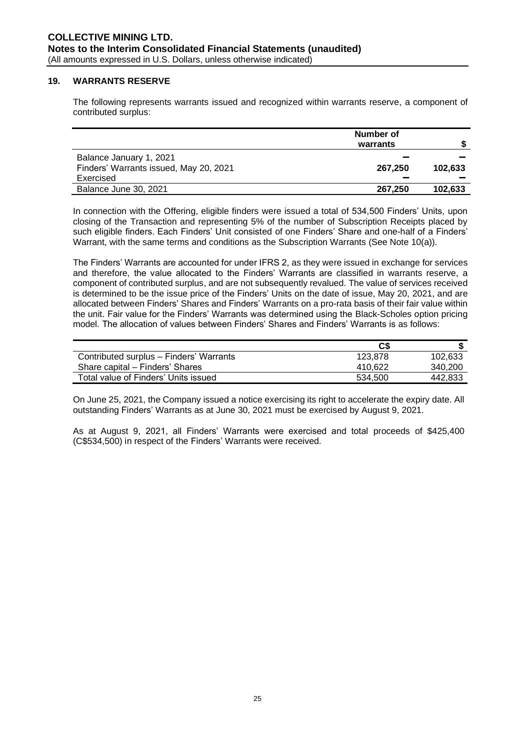## 19. WARRANTS RESERVE

The following represents warrants issued and recognized within warrants reserve, a component of contributed surplus:

| | Number of warrants | $ |
|---|---|---|
| Balance January 1, 2021 | – | – |
| Finders' Warrants issued, May 20, 2021 | **267,250** | **102,633** |
| Exercised | – | – |
| Balance June 30, 2021 | **267,250** | **102,633** |

In connection with the Offering, eligible finders were issued a total of 534,500 Finders' Units, upon closing of the Transaction and representing 5% of the number of Subscription Receipts placed by such eligible finders. Each Finders' Unit consisted of one Finders' Share and one-half of a Finders' Warrant, with the same terms and conditions as the Subscription Warrants (See Note 10(a)).

The Finders' Warrants are accounted for under IFRS 2, as they were issued in exchange for services and therefore, the value allocated to the Finders' Warrants are classified in warrants reserve, a component of contributed surplus, and are not subsequently revalued. The value of services received is determined to be the issue price of the Finders' Units on the date of issue, May 20, 2021, and are allocated between Finders' Shares and Finders' Warrants on a pro-rata basis of their fair value within the unit. Fair value for the Finders' Warrants was determined using the Black-Scholes option pricing model. The allocation of values between Finders' Shares and Finders' Warrants is as follows:

| | C$ | $ |
|---|---|---|
| Contributed surplus – Finders' Warrants | 123,878 | 102,633 |
| Share capital – Finders' Shares | 410,622 | 340,200 |
| Total value of Finders' Units issued | 534,500 | 442,833 |

On June 25, 2021, the Company issued a notice exercising its right to accelerate the expiry date. All outstanding Finders' Warrants as at June 30, 2021 must be exercised by August 9, 2021.

As at August 9, 2021, all Finders' Warrants were exercised and total proceeds of $425,400 (C$534,500) in respect of the Finders' Warrants were received.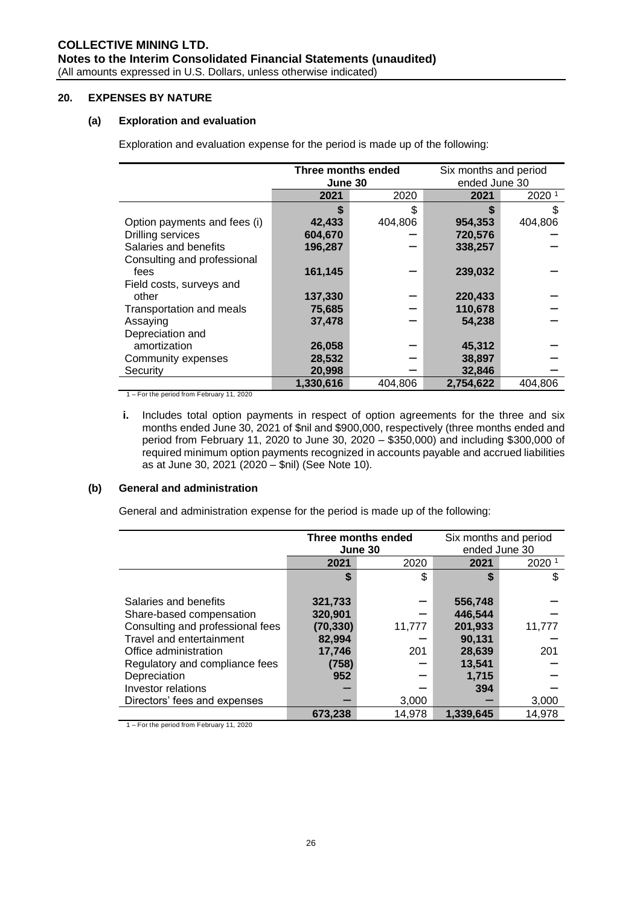## 20. EXPENSES BY NATURE

### (a) Exploration and evaluation

Exploration and evaluation expense for the period is made up of the following:

| | Three months ended June 30 | | Six months and period ended June 30 | |
|---|---|---|---|---|
| | **2021** | 2020 | **2021** | 2020 [1] |
| | **$** | $ | **$** | $ |
| Option payments and fees (i) | **42,433** | 404,806 | **954,353** | 404,806 |
| Drilling services | **604,670** | – | **720,576** | – |
| Salaries and benefits | **196,287** | – | **338,257** | – |
| Consulting and professional fees | **161,145** | – | **239,032** | – |
| Field costs, surveys and other | **137,330** | – | **220,433** | – |
| Transportation and meals | **75,685** | – | **110,678** | – |
| Assaying | **37,478** | – | **54,238** | – |
| Depreciation and amortization | **26,058** | – | **45,312** | – |
| Community expenses | **28,532** | – | **38,897** | – |
| Security | **20,998** | – | **32,846** | – |
| | **1,330,616** | 404,806 | **2,754,622** | 404,806 |

1 – For the period from February 11, 2020

**i.** Includes total option payments in respect of option agreements for the three and six months ended June 30, 2021 of $nil and $900,000, respectively (three months ended and period from February 11, 2020 to June 30, 2020 – $350,000) and including $300,000 of required minimum option payments recognized in accounts payable and accrued liabilities as at June 30, 2021 (2020 – $nil) (See Note 10).

### (b) General and administration

General and administration expense for the period is made up of the following:

| | Three months ended June 30 | | Six months and period ended June 30 | |
|---|---|---|---|---|
| | **2021** | 2020 | **2021** | 2020 [1] |
| | **$** | $ | **$** | $ |
| Salaries and benefits | **321,733** | – | **556,748** | – |
| Share-based compensation | **320,901** | – | **446,544** | – |
| Consulting and professional fees | **(70,330)** | 11,777 | **201,933** | 11,777 |
| Travel and entertainment | **82,994** | – | **90,131** | – |
| Office administration | **17,746** | 201 | **28,639** | 201 |
| Regulatory and compliance fees | **(758)** | – | **13,541** | – |
| Depreciation | **952** | – | **1,715** | – |
| Investor relations | **–** | – | **394** | – |
| Directors' fees and expenses | **–** | 3,000 | **–** | 3,000 |
| | **673,238** | 14,978 | **1,339,645** | 14,978 |

1 – For the period from February 11, 2020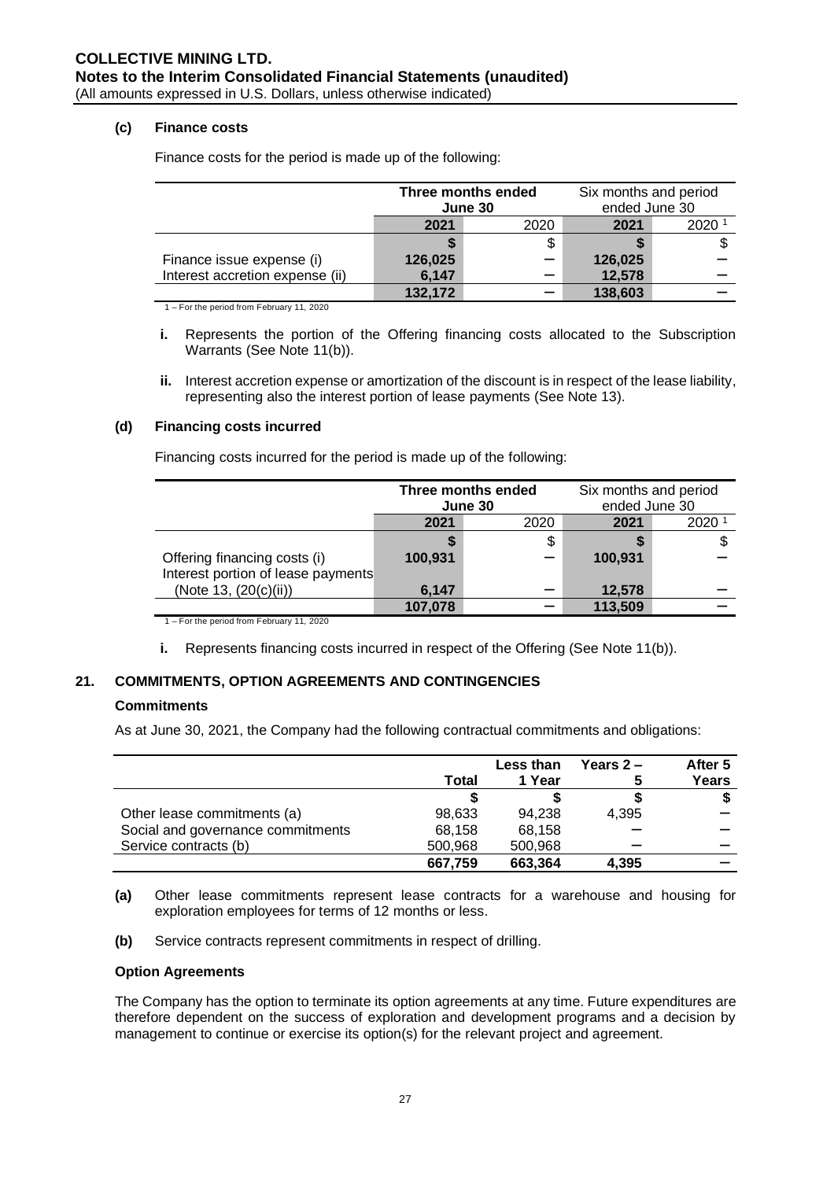### (c) Finance costs

Finance costs for the period is made up of the following:

| | Three months ended June 30 | | Six months and period ended June 30 | |
|---|---|---|---|---|
| | **2021** | 2020 | **2021** | 2020 [1] |
| | **$** | $ | **$** | $ |
| Finance issue expense (i) | **126,025** | – | **126,025** | – |
| Interest accretion expense (ii) | **6,147** | – | **12,578** | – |
| | **132,172** | – | **138,603** | – |

1 – For the period from February 11, 2020

- **i.** Represents the portion of the Offering financing costs allocated to the Subscription Warrants (See Note 11(b)).
- **ii.** Interest accretion expense or amortization of the discount is in respect of the lease liability, representing also the interest portion of lease payments (See Note 13).

### (d) Financing costs incurred

Financing costs incurred for the period is made up of the following:

| | Three months ended June 30 | | Six months and period ended June 30 | |
|---|---|---|---|---|
| | **2021** | 2020 | **2021** | 2020 [1] |
| | **$** | $ | **$** | $ |
| Offering financing costs (i) | **100,931** | – | **100,931** | – |
| Interest portion of lease payments (Note 13, (20(c)(ii)) | **6,147** | – | **12,578** | – |
| | **107,078** | – | **113,509** | – |

1 – For the period from February 11, 2020

- **i.** Represents financing costs incurred in respect of the Offering (See Note 11(b)).

## 21. COMMITMENTS, OPTION AGREEMENTS AND CONTINGENCIES

### Commitments

As at June 30, 2021, the Company had the following contractual commitments and obligations:

| | Total | Less than 1 Year | Years 2 – 5 | After 5 Years |
|---|---|---|---|---|
| | $ | $ | $ | $ |
| Other lease commitments (a) | 98,633 | 94,238 | 4,395 | – |
| Social and governance commitments | 68,158 | 68,158 | – | – |
| Service contracts (b) | 500,968 | 500,968 | – | – |
| | **667,759** | **663,364** | **4,395** | **–** |

- **(a)** Other lease commitments represent lease contracts for a warehouse and housing for exploration employees for terms of 12 months or less.
- **(b)** Service contracts represent commitments in respect of drilling.

### Option Agreements

The Company has the option to terminate its option agreements at any time. Future expenditures are therefore dependent on the success of exploration and development programs and a decision by management to continue or exercise its option(s) for the relevant project and agreement.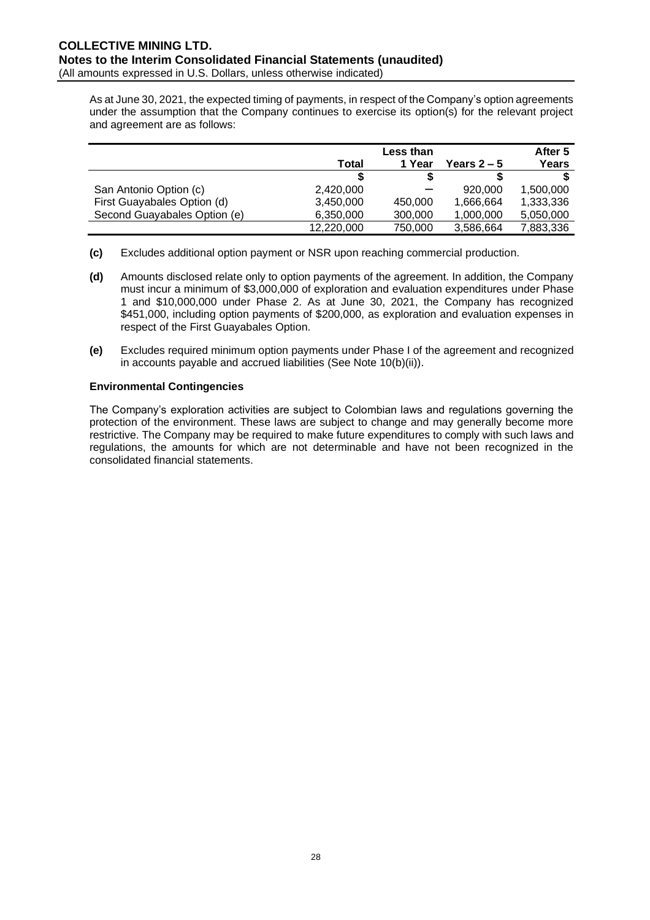As at June 30, 2021, the expected timing of payments, in respect of the Company's option agreements under the assumption that the Company continues to exercise its option(s) for the relevant project and agreement are as follows:

| | Total | Less than 1 Year | Years 2 – 5 | After 5 Years |
|---|---|---|---|---|
| | $ | $ | $ | $ |
| San Antonio Option (c) | 2,420,000 | – | 920,000 | 1,500,000 |
| First Guayabales Option (d) | 3,450,000 | 450,000 | 1,666,664 | 1,333,336 |
| Second Guayabales Option (e) | 6,350,000 | 300,000 | 1,000,000 | 5,050,000 |
| | 12,220,000 | 750,000 | 3,586,664 | 7,883,336 |

**(c)** Excludes additional option payment or NSR upon reaching commercial production.

**(d)** Amounts disclosed relate only to option payments of the agreement. In addition, the Company must incur a minimum of $3,000,000 of exploration and evaluation expenditures under Phase 1 and $10,000,000 under Phase 2. As at June 30, 2021, the Company has recognized $451,000, including option payments of $200,000, as exploration and evaluation expenses in respect of the First Guayabales Option.

**(e)** Excludes required minimum option payments under Phase I of the agreement and recognized in accounts payable and accrued liabilities (See Note 10(b)(ii)).

**Environmental Contingencies**

The Company's exploration activities are subject to Colombian laws and regulations governing the protection of the environment. These laws are subject to change and may generally become more restrictive. The Company may be required to make future expenditures to comply with such laws and regulations, the amounts for which are not determinable and have not been recognized in the consolidated financial statements.